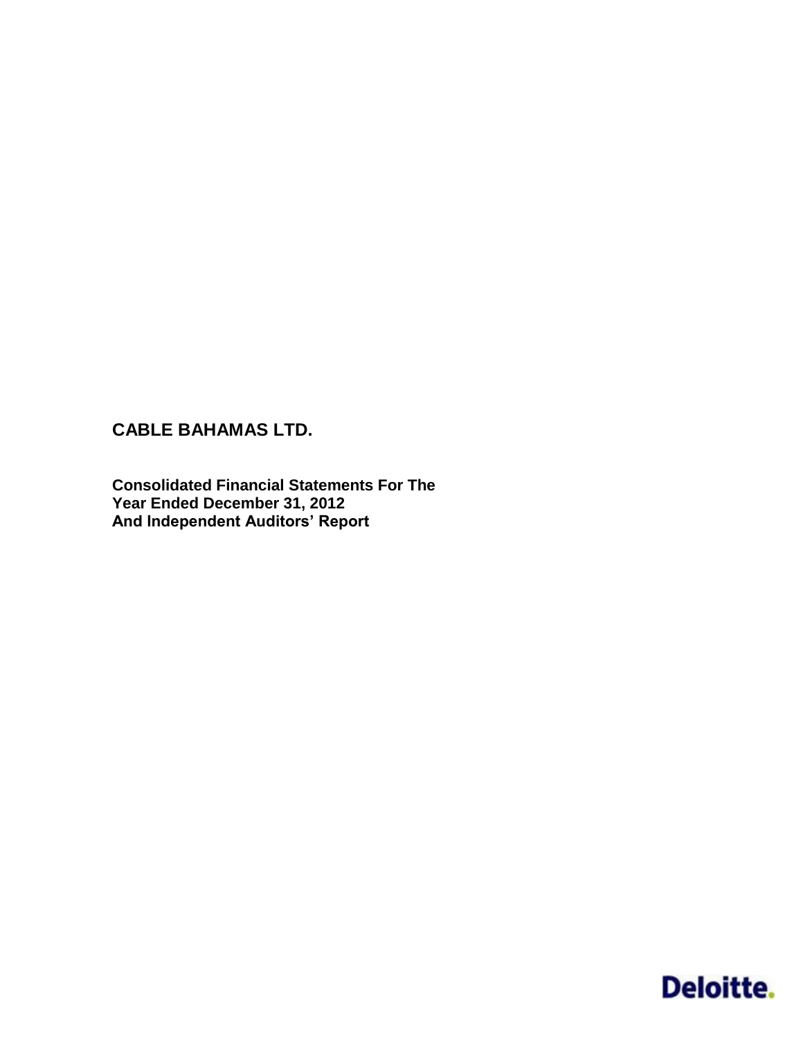# CABLE BAHAMAS LTD.

**Consolidated Financial Statements For The Year Ended December 31, 2012 And Independent Auditors' Report**

Deloitte.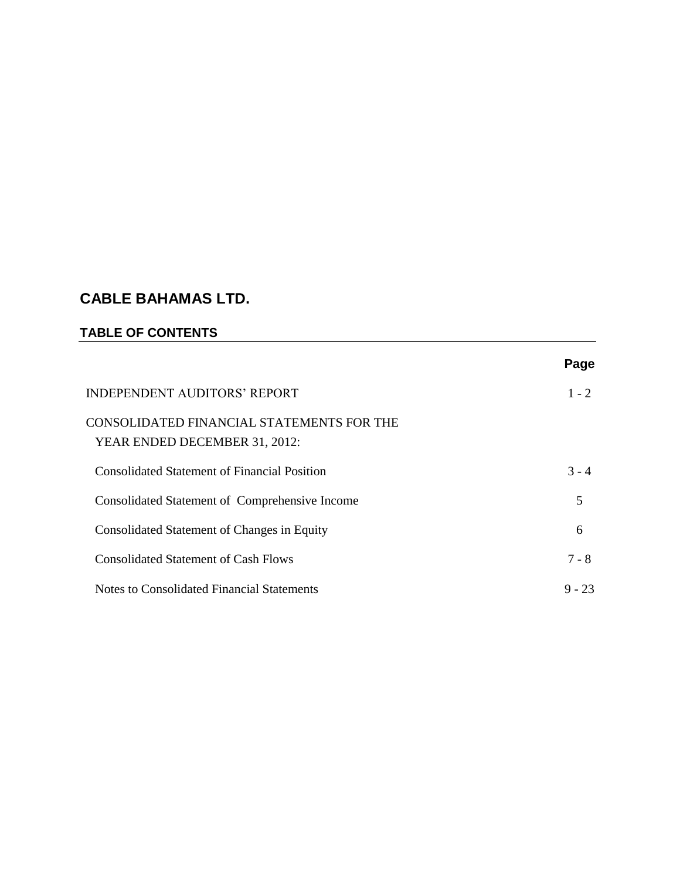# CABLE BAHAMAS LTD.

## TABLE OF CONTENTS

| | Page |
|---|---|
| INDEPENDENT AUDITORS' REPORT | 1 - 2 |
| CONSOLIDATED FINANCIAL STATEMENTS FOR THE YEAR ENDED DECEMBER 31, 2012: | |
| Consolidated Statement of Financial Position | 3 - 4 |
| Consolidated Statement of Comprehensive Income | 5 |
| Consolidated Statement of Changes in Equity | 6 |
| Consolidated Statement of Cash Flows | 7 - 8 |
| Notes to Consolidated Financial Statements | 9 - 23 |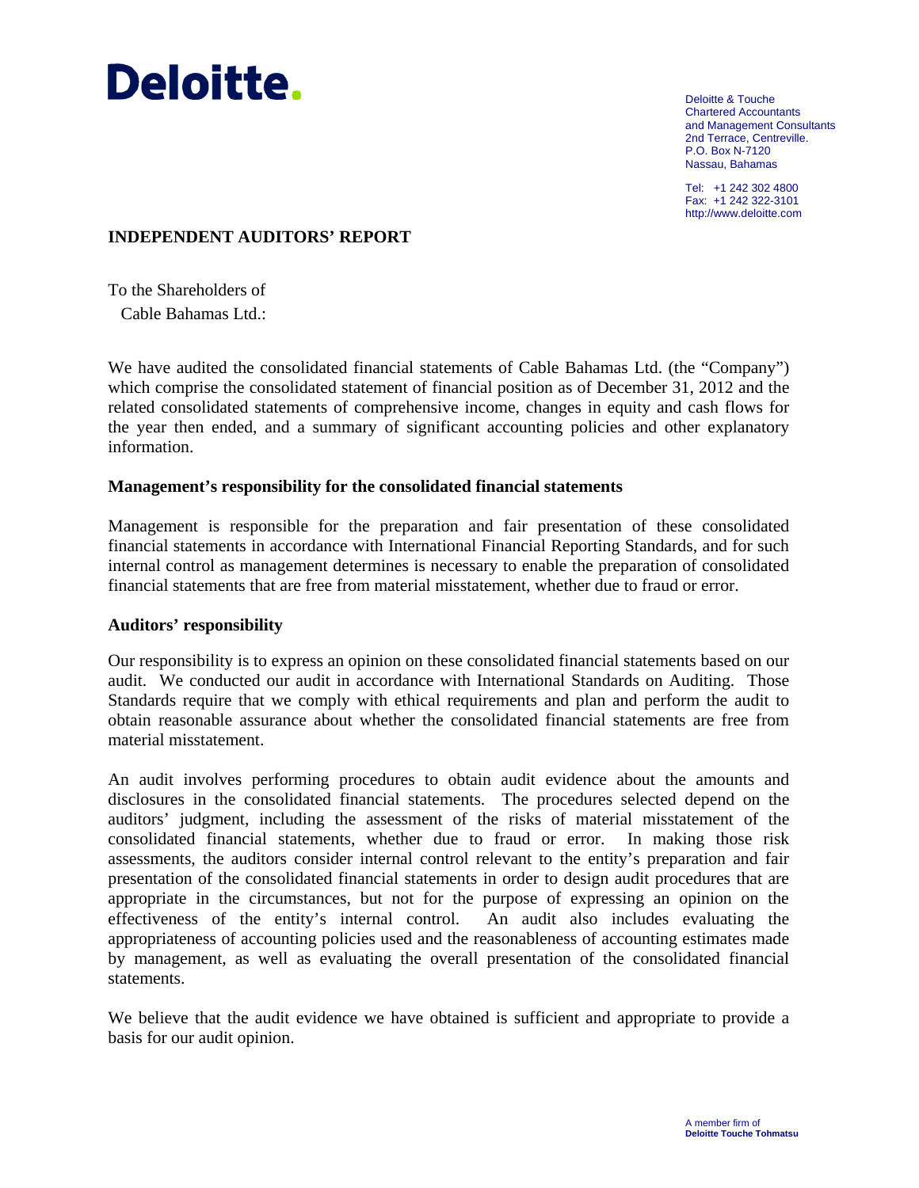Deloitte.

Deloitte & Touche
Chartered Accountants
and Management Consultants
2nd Terrace, Centreville.
P.O. Box N-7120
Nassau, Bahamas

Tel: +1 242 302 4800
Fax: +1 242 322-3101
http://www.deloitte.com

## INDEPENDENT AUDITORS' REPORT

To the Shareholders of
Cable Bahamas Ltd.:

We have audited the consolidated financial statements of Cable Bahamas Ltd. (the "Company") which comprise the consolidated statement of financial position as of December 31, 2012 and the related consolidated statements of comprehensive income, changes in equity and cash flows for the year then ended, and a summary of significant accounting policies and other explanatory information.

### Management's responsibility for the consolidated financial statements

Management is responsible for the preparation and fair presentation of these consolidated financial statements in accordance with International Financial Reporting Standards, and for such internal control as management determines is necessary to enable the preparation of consolidated financial statements that are free from material misstatement, whether due to fraud or error.

### Auditors' responsibility

Our responsibility is to express an opinion on these consolidated financial statements based on our audit. We conducted our audit in accordance with International Standards on Auditing. Those Standards require that we comply with ethical requirements and plan and perform the audit to obtain reasonable assurance about whether the consolidated financial statements are free from material misstatement.

An audit involves performing procedures to obtain audit evidence about the amounts and disclosures in the consolidated financial statements. The procedures selected depend on the auditors' judgment, including the assessment of the risks of material misstatement of the consolidated financial statements, whether due to fraud or error. In making those risk assessments, the auditors consider internal control relevant to the entity's preparation and fair presentation of the consolidated financial statements in order to design audit procedures that are appropriate in the circumstances, but not for the purpose of expressing an opinion on the effectiveness of the entity's internal control. An audit also includes evaluating the appropriateness of accounting policies used and the reasonableness of accounting estimates made by management, as well as evaluating the overall presentation of the consolidated financial statements.

We believe that the audit evidence we have obtained is sufficient and appropriate to provide a basis for our audit opinion.

A member firm of
**Deloitte Touche Tohmatsu**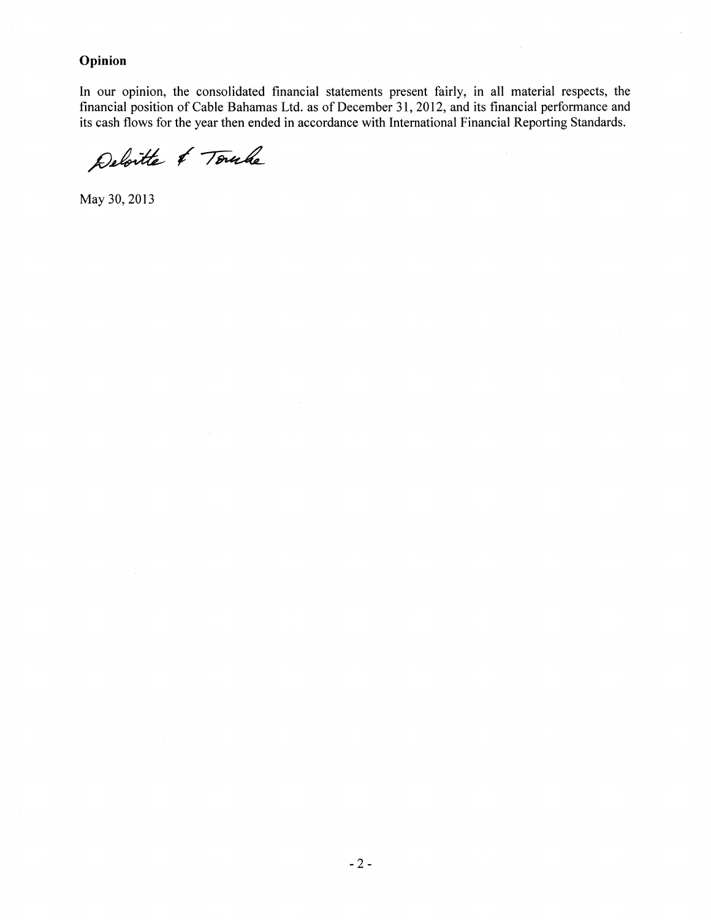## Opinion

In our opinion, the consolidated financial statements present fairly, in all material respects, the financial position of Cable Bahamas Ltd. as of December 31, 2012, and its financial performance and its cash flows for the year then ended in accordance with International Financial Reporting Standards.

Deloitte & Touche

May 30, 2013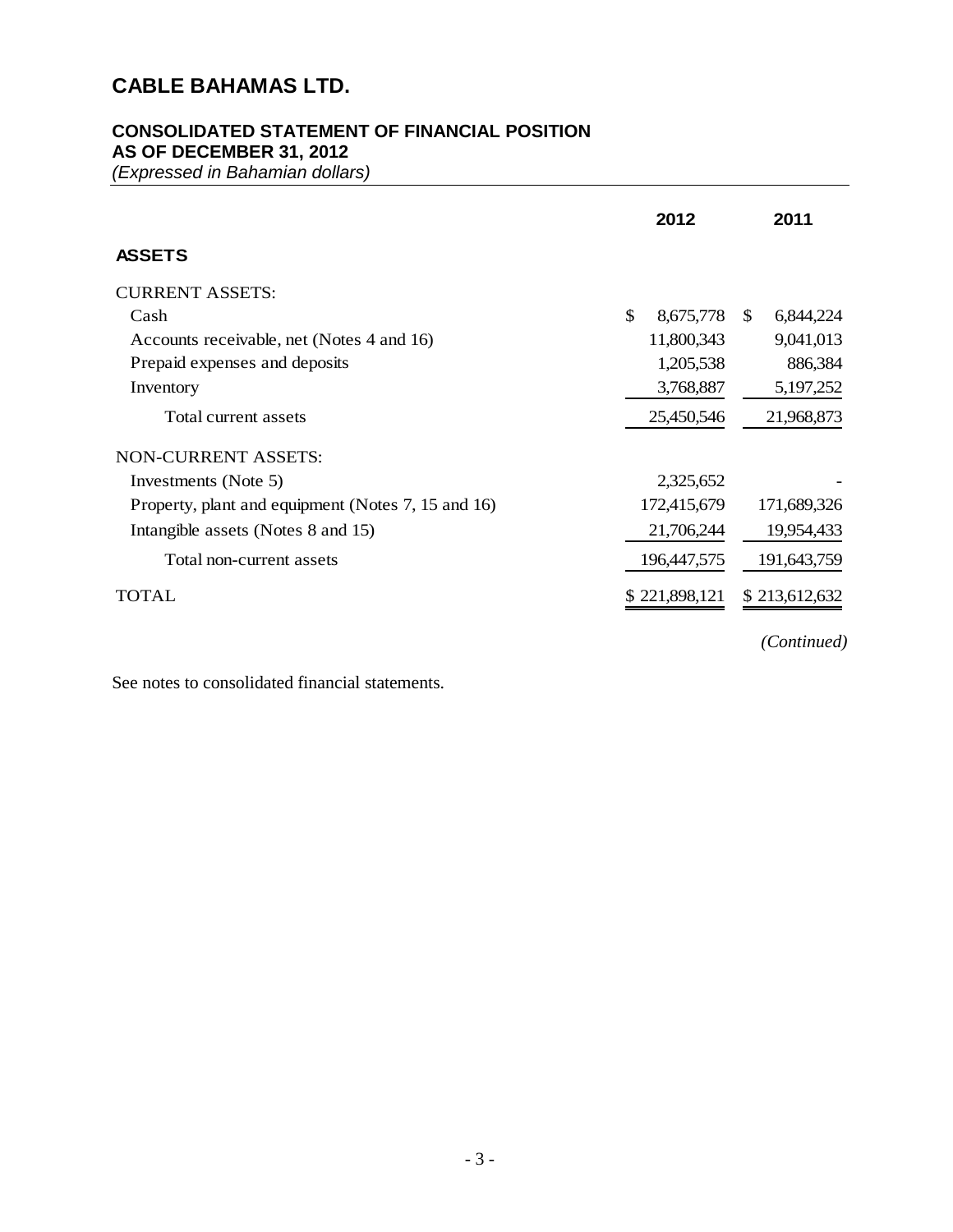# CABLE BAHAMAS LTD.

## CONSOLIDATED STATEMENT OF FINANCIAL POSITION
## AS OF DECEMBER 31, 2012

*(Expressed in Bahamian dollars)*

| | 2012 | 2011 |
|---|---|---|
| **ASSETS** | | |
| CURRENT ASSETS: | | |
| Cash | $ 8,675,778 | $ 6,844,224 |
| Accounts receivable, net (Notes 4 and 16) | 11,800,343 | 9,041,013 |
| Prepaid expenses and deposits | 1,205,538 | 886,384 |
| Inventory | 3,768,887 | 5,197,252 |
| Total current assets | 25,450,546 | 21,968,873 |
| NON-CURRENT ASSETS: | | |
| Investments (Note 5) | 2,325,652 | - |
| Property, plant and equipment (Notes 7, 15 and 16) | 172,415,679 | 171,689,326 |
| Intangible assets (Notes 8 and 15) | 21,706,244 | 19,954,433 |
| Total non-current assets | 196,447,575 | 191,643,759 |
| TOTAL | $ 221,898,121 | $ 213,612,632 |

*(Continued)*

See notes to consolidated financial statements.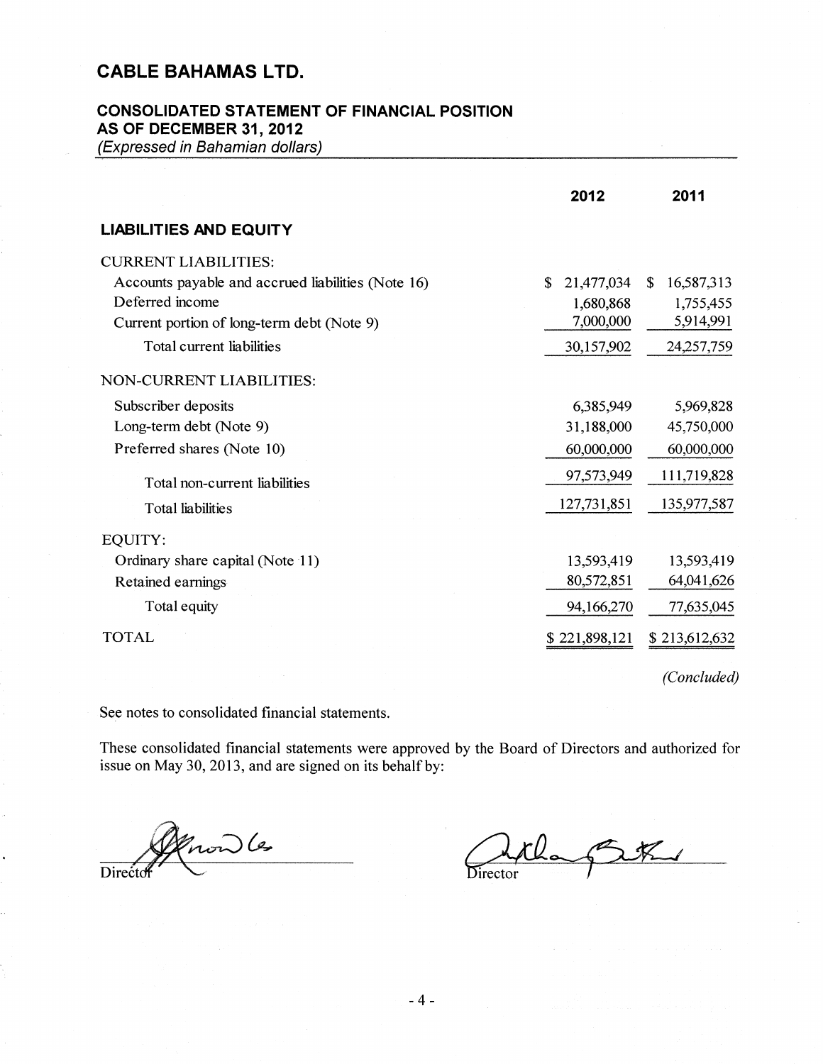# CABLE BAHAMAS LTD.

## CONSOLIDATED STATEMENT OF FINANCIAL POSITION
## AS OF DECEMBER 31, 2012

*(Expressed in Bahamian dollars)*

| | 2012 | 2011 |
|---|---|---|
| **LIABILITIES AND EQUITY** | | |
| CURRENT LIABILITIES: | | |
| Accounts payable and accrued liabilities (Note 16) | $ 21,477,034 | $ 16,587,313 |
| Deferred income | 1,680,868 | 1,755,455 |
| Current portion of long-term debt (Note 9) | 7,000,000 | 5,914,991 |
| Total current liabilities | 30,157,902 | 24,257,759 |
| NON-CURRENT LIABILITIES: | | |
| Subscriber deposits | 6,385,949 | 5,969,828 |
| Long-term debt (Note 9) | 31,188,000 | 45,750,000 |
| Preferred shares (Note 10) | 60,000,000 | 60,000,000 |
| Total non-current liabilities | 97,573,949 | 111,719,828 |
| Total liabilities | 127,731,851 | 135,977,587 |
| EQUITY: | | |
| Ordinary share capital (Note 11) | 13,593,419 | 13,593,419 |
| Retained earnings | 80,572,851 | 64,041,626 |
| Total equity | 94,166,270 | 77,635,045 |
| TOTAL | $ 221,898,121 | $ 213,612,632 |

*(Concluded)*

See notes to consolidated financial statements.

These consolidated financial statements were approved by the Board of Directors and authorized for issue on May 30, 2013, and are signed on its behalf by:

Director

Director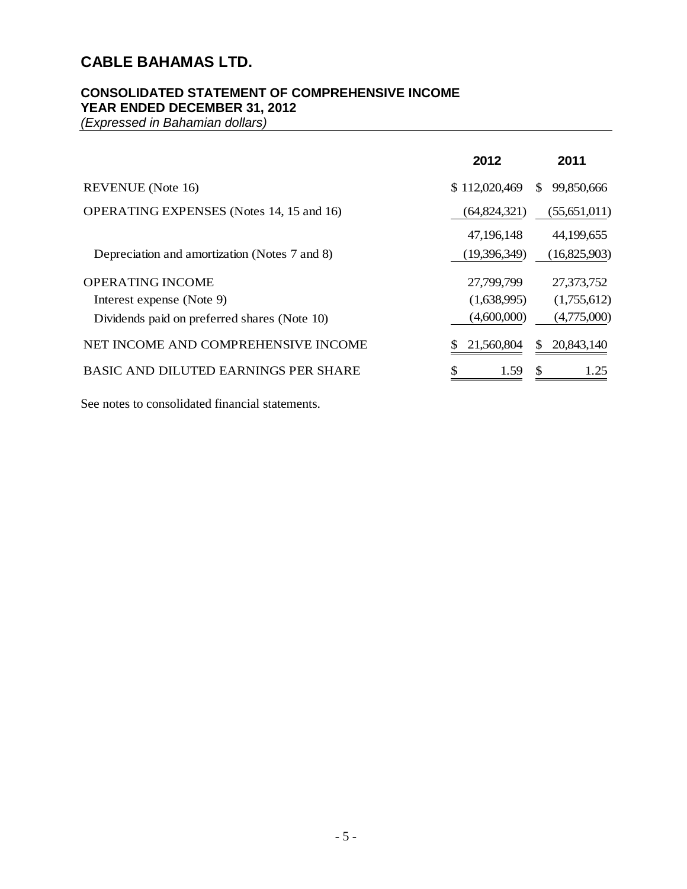# CABLE BAHAMAS LTD.

## CONSOLIDATED STATEMENT OF COMPREHENSIVE INCOME
## YEAR ENDED DECEMBER 31, 2012

*(Expressed in Bahamian dollars)*

| | 2012 | 2011 |
|---|---|---|
| REVENUE (Note 16) | $ 112,020,469 | $ 99,850,666 |
| OPERATING EXPENSES (Notes 14, 15 and 16) | (64,824,321) | (55,651,011) |
| | 47,196,148 | 44,199,655 |
| Depreciation and amortization (Notes 7 and 8) | (19,396,349) | (16,825,903) |
| OPERATING INCOME | 27,799,799 | 27,373,752 |
| Interest expense (Note 9) | (1,638,995) | (1,755,612) |
| Dividends paid on preferred shares (Note 10) | (4,600,000) | (4,775,000) |
| NET INCOME AND COMPREHENSIVE INCOME | $ 21,560,804 | $ 20,843,140 |
| BASIC AND DILUTED EARNINGS PER SHARE | $ 1.59 | $ 1.25 |

See notes to consolidated financial statements.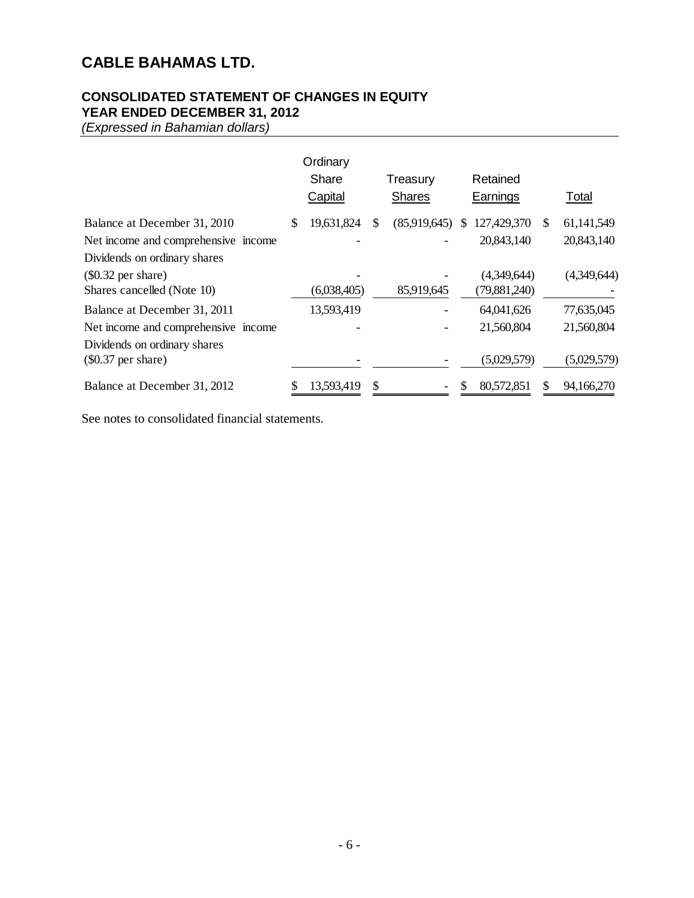# CABLE BAHAMAS LTD.

## CONSOLIDATED STATEMENT OF CHANGES IN EQUITY
## YEAR ENDED DECEMBER 31, 2012

*(Expressed in Bahamian dollars)*

| | Ordinary Share Capital | Treasury Shares | Retained Earnings | Total |
|---|---|---|---|---|
| Balance at December 31, 2010 | $ 19,631,824 | $ (85,919,645) | $ 127,429,370 | $ 61,141,549 |
| Net income and comprehensive income | - | - | 20,843,140 | 20,843,140 |
| Dividends on ordinary shares ($0.32 per share) | - | - | (4,349,644) | (4,349,644) |
| Shares cancelled (Note 10) | (6,038,405) | 85,919,645 | (79,881,240) | - |
| Balance at December 31, 2011 | 13,593,419 | - | 64,041,626 | 77,635,045 |
| Net income and comprehensive income | - | - | 21,560,804 | 21,560,804 |
| Dividends on ordinary shares ($0.37 per share) | - | - | (5,029,579) | (5,029,579) |
| Balance at December 31, 2012 | $ 13,593,419 | $ - | $ 80,572,851 | $ 94,166,270 |

See notes to consolidated financial statements.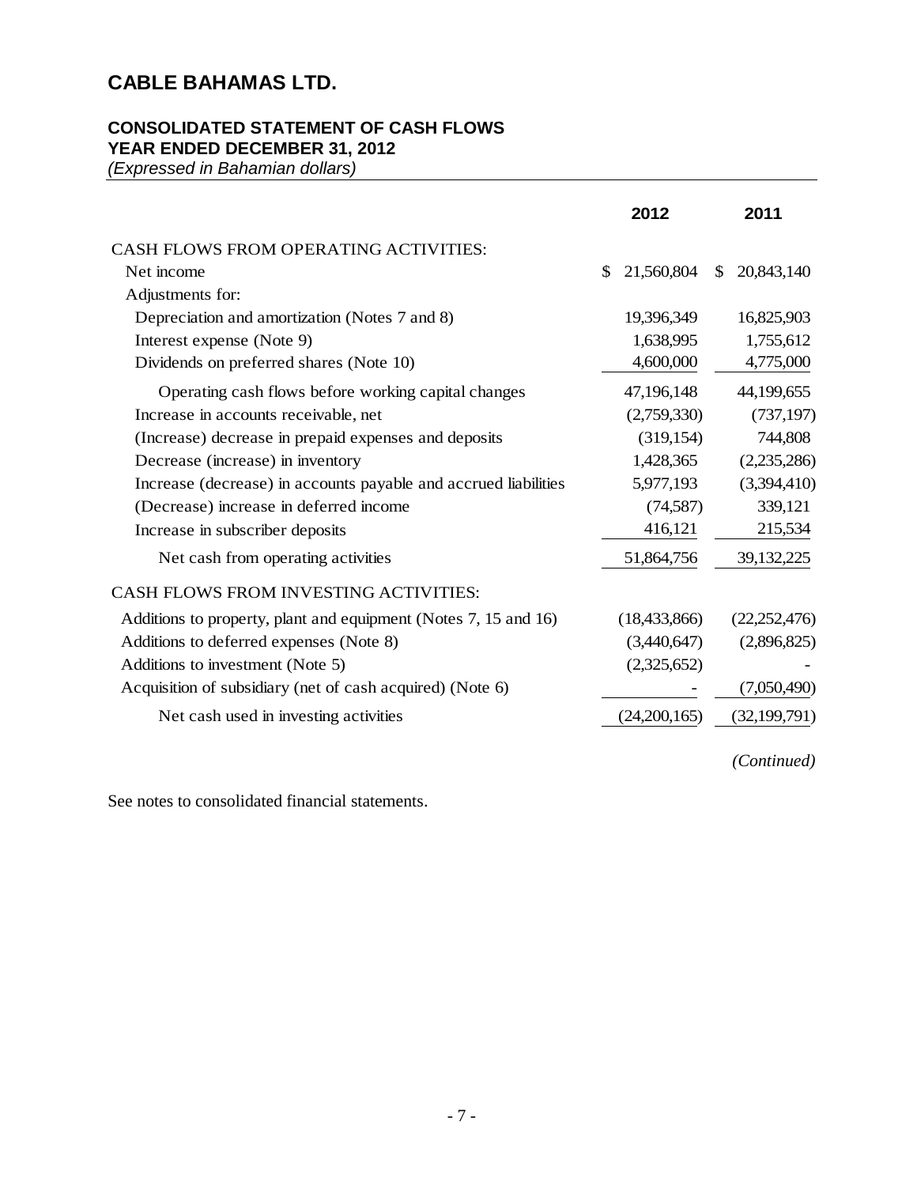# CABLE BAHAMAS LTD.

## CONSOLIDATED STATEMENT OF CASH FLOWS
## YEAR ENDED DECEMBER 31, 2012
*(Expressed in Bahamian dollars)*

| | 2012 | 2011 |
|---|---|---|
| CASH FLOWS FROM OPERATING ACTIVITIES: | | |
| Net income | $ 21,560,804 | $ 20,843,140 |
| Adjustments for: | | |
| Depreciation and amortization (Notes 7 and 8) | 19,396,349 | 16,825,903 |
| Interest expense (Note 9) | 1,638,995 | 1,755,612 |
| Dividends on preferred shares (Note 10) | 4,600,000 | 4,775,000 |
| Operating cash flows before working capital changes | 47,196,148 | 44,199,655 |
| Increase in accounts receivable, net | (2,759,330) | (737,197) |
| (Increase) decrease in prepaid expenses and deposits | (319,154) | 744,808 |
| Decrease (increase) in inventory | 1,428,365 | (2,235,286) |
| Increase (decrease) in accounts payable and accrued liabilities | 5,977,193 | (3,394,410) |
| (Decrease) increase in deferred income | (74,587) | 339,121 |
| Increase in subscriber deposits | 416,121 | 215,534 |
| Net cash from operating activities | 51,864,756 | 39,132,225 |
| CASH FLOWS FROM INVESTING ACTIVITIES: | | |
| Additions to property, plant and equipment (Notes 7, 15 and 16) | (18,433,866) | (22,252,476) |
| Additions to deferred expenses (Note 8) | (3,440,647) | (2,896,825) |
| Additions to investment (Note 5) | (2,325,652) | - |
| Acquisition of subsidiary (net of cash acquired) (Note 6) | - | (7,050,490) |
| Net cash used in investing activities | (24,200,165) | (32,199,791) |

*(Continued)*

See notes to consolidated financial statements.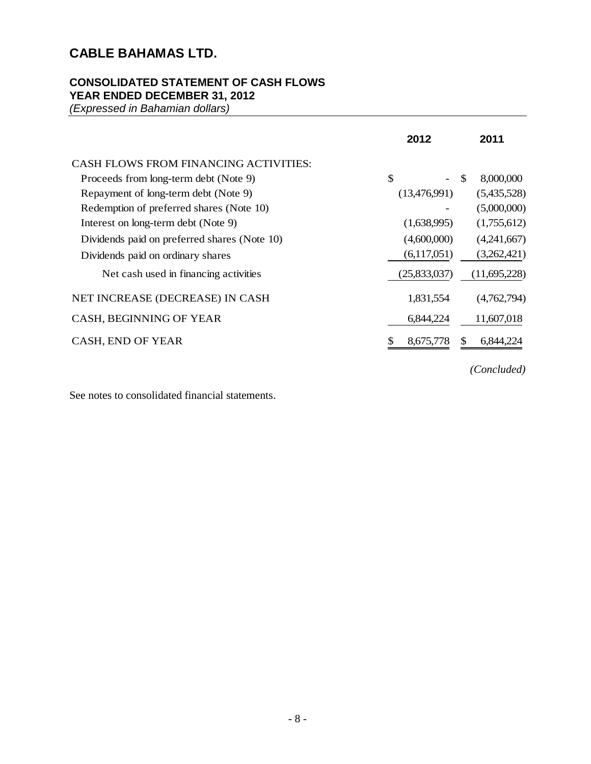# CABLE BAHAMAS LTD.

## CONSOLIDATED STATEMENT OF CASH FLOWS
## YEAR ENDED DECEMBER 31, 2012
*(Expressed in Bahamian dollars)*

| | 2012 | 2011 |
|---|---|---|
| CASH FLOWS FROM FINANCING ACTIVITIES: | | |
| Proceeds from long-term debt (Note 9) | $ - | $ 8,000,000 |
| Repayment of long-term debt (Note 9) | (13,476,991) | (5,435,528) |
| Redemption of preferred shares (Note 10) | - | (5,000,000) |
| Interest on long-term debt (Note 9) | (1,638,995) | (1,755,612) |
| Dividends paid on preferred shares (Note 10) | (4,600,000) | (4,241,667) |
| Dividends paid on ordinary shares | (6,117,051) | (3,262,421) |
| Net cash used in financing activities | (25,833,037) | (11,695,228) |
| NET INCREASE (DECREASE) IN CASH | 1,831,554 | (4,762,794) |
| CASH, BEGINNING OF YEAR | 6,844,224 | 11,607,018 |
| CASH, END OF YEAR | $ 8,675,778 | $ 6,844,224 |

*(Concluded)*

See notes to consolidated financial statements.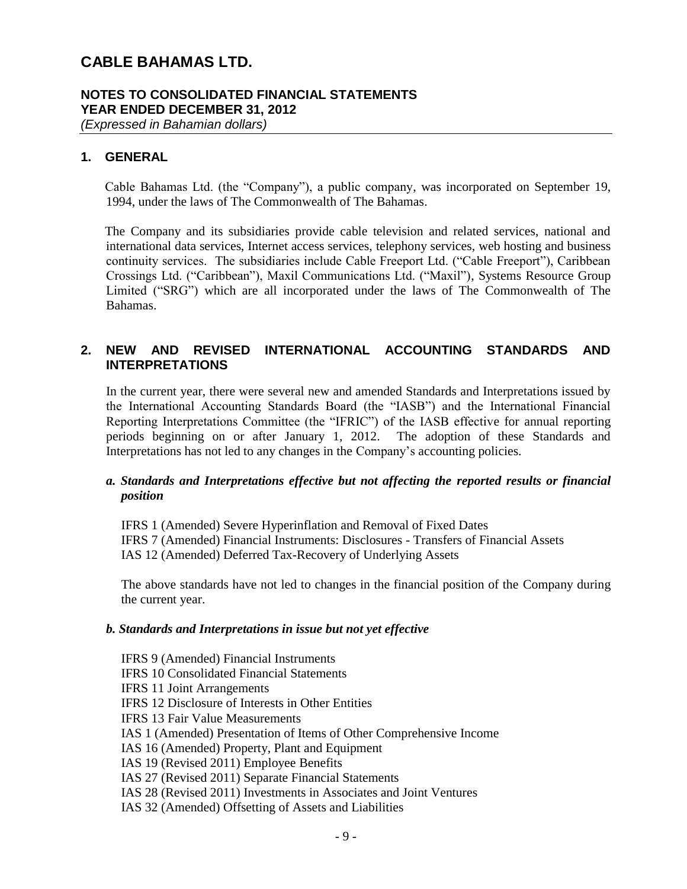# CABLE BAHAMAS LTD.

## NOTES TO CONSOLIDATED FINANCIAL STATEMENTS
## YEAR ENDED DECEMBER 31, 2012
*(Expressed in Bahamian dollars)*

## 1. GENERAL

Cable Bahamas Ltd. (the "Company"), a public company, was incorporated on September 19, 1994, under the laws of The Commonwealth of The Bahamas.

The Company and its subsidiaries provide cable television and related services, national and international data services, Internet access services, telephony services, web hosting and business continuity services. The subsidiaries include Cable Freeport Ltd. ("Cable Freeport"), Caribbean Crossings Ltd. ("Caribbean"), Maxil Communications Ltd. ("Maxil"), Systems Resource Group Limited ("SRG") which are all incorporated under the laws of The Commonwealth of The Bahamas.

## 2. NEW AND REVISED INTERNATIONAL ACCOUNTING STANDARDS AND INTERPRETATIONS

In the current year, there were several new and amended Standards and Interpretations issued by the International Accounting Standards Board (the "IASB") and the International Financial Reporting Interpretations Committee (the "IFRIC") of the IASB effective for annual reporting periods beginning on or after January 1, 2012. The adoption of these Standards and Interpretations has not led to any changes in the Company's accounting policies.

### *a. Standards and Interpretations effective but not affecting the reported results or financial position*

IFRS 1 (Amended) Severe Hyperinflation and Removal of Fixed Dates
IFRS 7 (Amended) Financial Instruments: Disclosures - Transfers of Financial Assets
IAS 12 (Amended) Deferred Tax-Recovery of Underlying Assets

The above standards have not led to changes in the financial position of the Company during the current year.

### *b. Standards and Interpretations in issue but not yet effective*

IFRS 9 (Amended) Financial Instruments
IFRS 10 Consolidated Financial Statements
IFRS 11 Joint Arrangements
IFRS 12 Disclosure of Interests in Other Entities
IFRS 13 Fair Value Measurements
IAS 1 (Amended) Presentation of Items of Other Comprehensive Income
IAS 16 (Amended) Property, Plant and Equipment
IAS 19 (Revised 2011) Employee Benefits
IAS 27 (Revised 2011) Separate Financial Statements
IAS 28 (Revised 2011) Investments in Associates and Joint Ventures
IAS 32 (Amended) Offsetting of Assets and Liabilities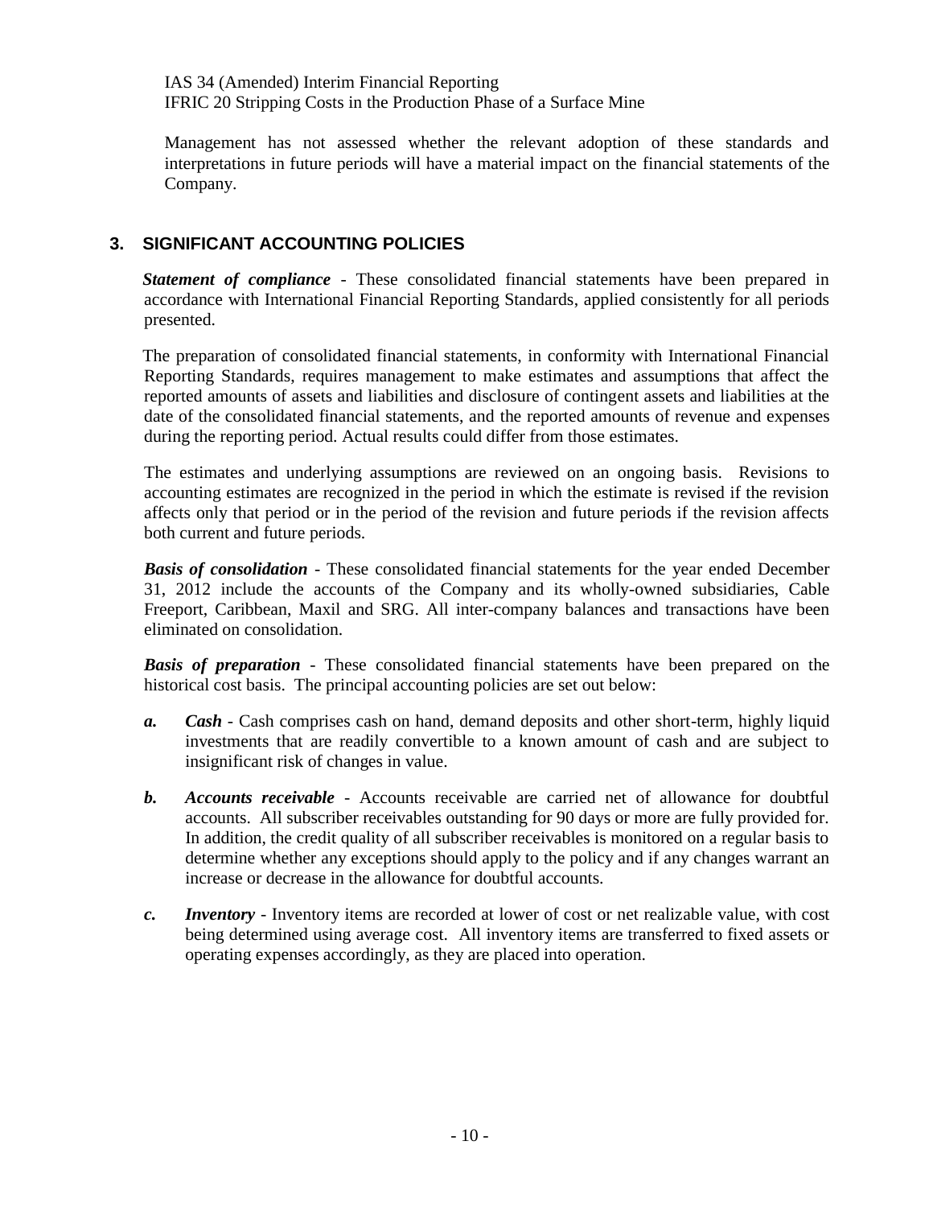IAS 34 (Amended) Interim Financial Reporting
IFRIC 20 Stripping Costs in the Production Phase of a Surface Mine

Management has not assessed whether the relevant adoption of these standards and interpretations in future periods will have a material impact on the financial statements of the Company.

## 3. SIGNIFICANT ACCOUNTING POLICIES

***Statement of compliance*** - These consolidated financial statements have been prepared in accordance with International Financial Reporting Standards, applied consistently for all periods presented.

The preparation of consolidated financial statements, in conformity with International Financial Reporting Standards, requires management to make estimates and assumptions that affect the reported amounts of assets and liabilities and disclosure of contingent assets and liabilities at the date of the consolidated financial statements, and the reported amounts of revenue and expenses during the reporting period. Actual results could differ from those estimates.

The estimates and underlying assumptions are reviewed on an ongoing basis. Revisions to accounting estimates are recognized in the period in which the estimate is revised if the revision affects only that period or in the period of the revision and future periods if the revision affects both current and future periods.

***Basis of consolidation*** - These consolidated financial statements for the year ended December 31, 2012 include the accounts of the Company and its wholly-owned subsidiaries, Cable Freeport, Caribbean, Maxil and SRG. All inter-company balances and transactions have been eliminated on consolidation.

***Basis of preparation*** - These consolidated financial statements have been prepared on the historical cost basis. The principal accounting policies are set out below:

***a.*** ***Cash*** - Cash comprises cash on hand, demand deposits and other short-term, highly liquid investments that are readily convertible to a known amount of cash and are subject to insignificant risk of changes in value.

***b.*** ***Accounts receivable*** - Accounts receivable are carried net of allowance for doubtful accounts. All subscriber receivables outstanding for 90 days or more are fully provided for. In addition, the credit quality of all subscriber receivables is monitored on a regular basis to determine whether any exceptions should apply to the policy and if any changes warrant an increase or decrease in the allowance for doubtful accounts.

***c.*** ***Inventory*** - Inventory items are recorded at lower of cost or net realizable value, with cost being determined using average cost. All inventory items are transferred to fixed assets or operating expenses accordingly, as they are placed into operation.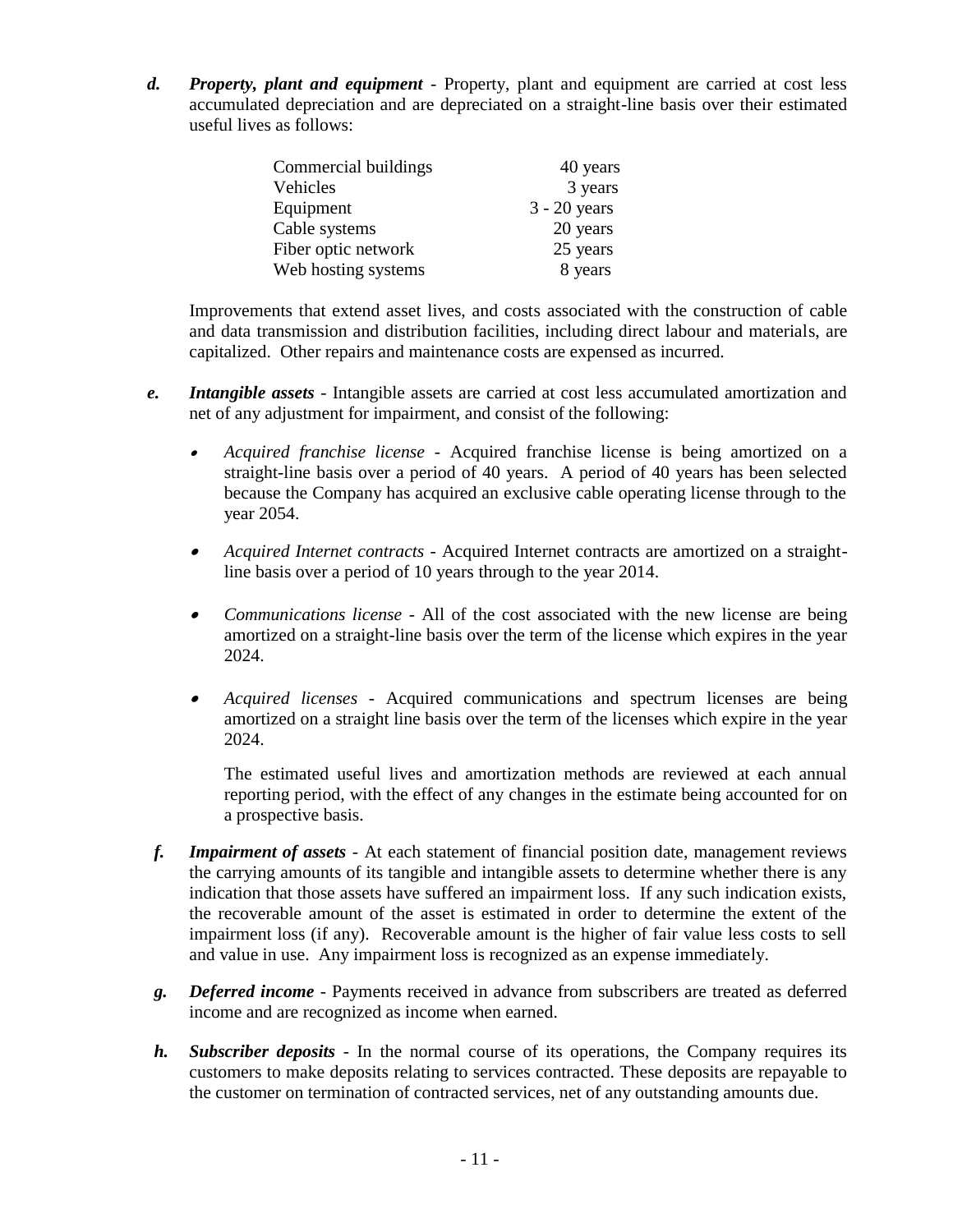*d.* ***Property, plant and equipment*** - Property, plant and equipment are carried at cost less accumulated depreciation and are depreciated on a straight-line basis over their estimated useful lives as follows:

| | |
|---|---|
| Commercial buildings | 40 years |
| Vehicles | 3 years |
| Equipment | 3 - 20 years |
| Cable systems | 20 years |
| Fiber optic network | 25 years |
| Web hosting systems | 8 years |

Improvements that extend asset lives, and costs associated with the construction of cable and data transmission and distribution facilities, including direct labour and materials, are capitalized. Other repairs and maintenance costs are expensed as incurred.

*e.* ***Intangible assets*** - Intangible assets are carried at cost less accumulated amortization and net of any adjustment for impairment, and consist of the following:

- *Acquired franchise license* - Acquired franchise license is being amortized on a straight-line basis over a period of 40 years. A period of 40 years has been selected because the Company has acquired an exclusive cable operating license through to the year 2054.

- *Acquired Internet contracts* - Acquired Internet contracts are amortized on a straight-line basis over a period of 10 years through to the year 2014.

- *Communications license* - All of the cost associated with the new license are being amortized on a straight-line basis over the term of the license which expires in the year 2024.

- *Acquired licenses* - Acquired communications and spectrum licenses are being amortized on a straight line basis over the term of the licenses which expire in the year 2024.

  The estimated useful lives and amortization methods are reviewed at each annual reporting period, with the effect of any changes in the estimate being accounted for on a prospective basis.

*f.* ***Impairment of assets*** - At each statement of financial position date, management reviews the carrying amounts of its tangible and intangible assets to determine whether there is any indication that those assets have suffered an impairment loss. If any such indication exists, the recoverable amount of the asset is estimated in order to determine the extent of the impairment loss (if any). Recoverable amount is the higher of fair value less costs to sell and value in use. Any impairment loss is recognized as an expense immediately.

*g.* ***Deferred income*** - Payments received in advance from subscribers are treated as deferred income and are recognized as income when earned.

*h.* ***Subscriber deposits*** - In the normal course of its operations, the Company requires its customers to make deposits relating to services contracted. These deposits are repayable to the customer on termination of contracted services, net of any outstanding amounts due.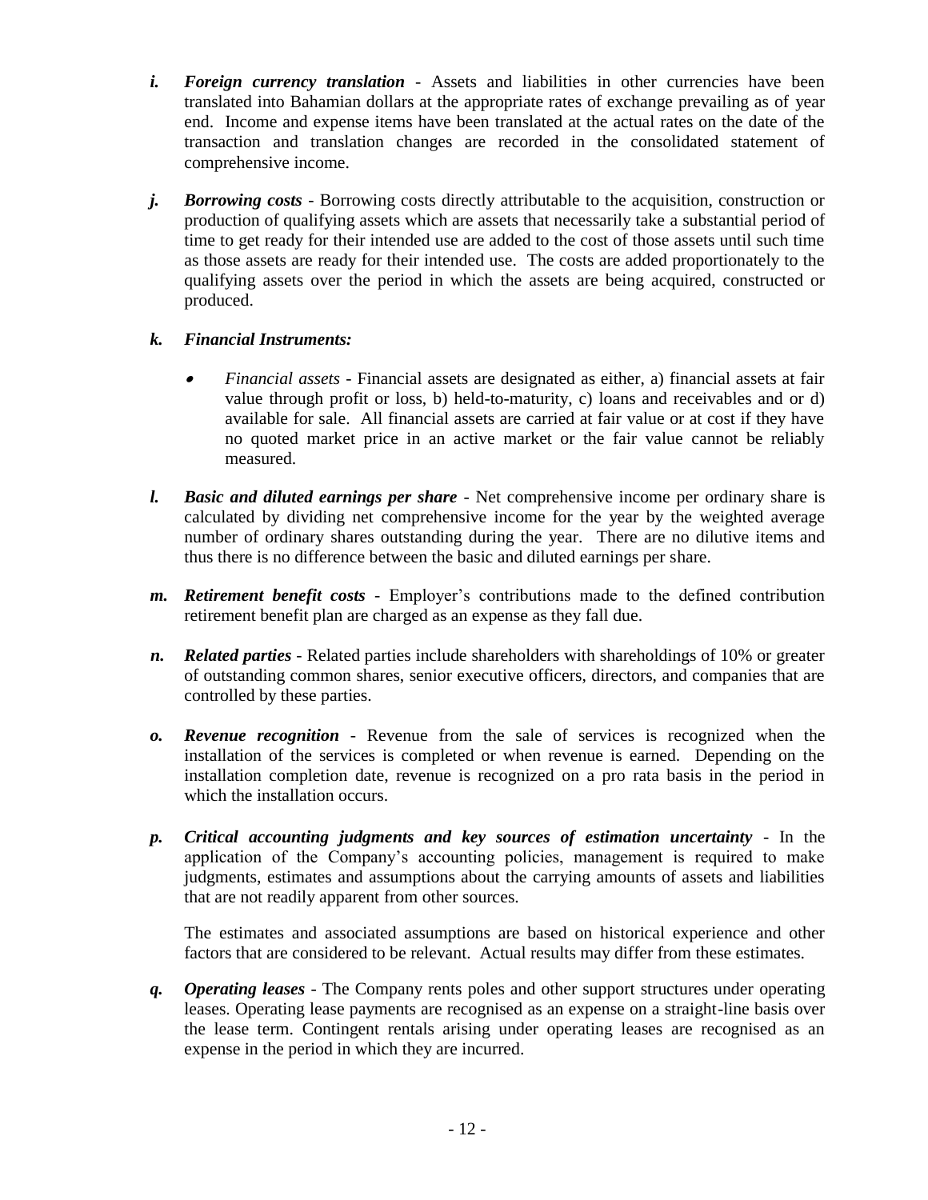*i.* ***Foreign currency translation*** - Assets and liabilities in other currencies have been translated into Bahamian dollars at the appropriate rates of exchange prevailing as of year end. Income and expense items have been translated at the actual rates on the date of the transaction and translation changes are recorded in the consolidated statement of comprehensive income.

*j.* ***Borrowing costs*** - Borrowing costs directly attributable to the acquisition, construction or production of qualifying assets which are assets that necessarily take a substantial period of time to get ready for their intended use are added to the cost of those assets until such time as those assets are ready for their intended use. The costs are added proportionately to the qualifying assets over the period in which the assets are being acquired, constructed or produced.

*k.* ***Financial Instruments:***

- *Financial assets* - Financial assets are designated as either, a) financial assets at fair value through profit or loss, b) held-to-maturity, c) loans and receivables and or d) available for sale. All financial assets are carried at fair value or at cost if they have no quoted market price in an active market or the fair value cannot be reliably measured.

*l.* ***Basic and diluted earnings per share*** - Net comprehensive income per ordinary share is calculated by dividing net comprehensive income for the year by the weighted average number of ordinary shares outstanding during the year. There are no dilutive items and thus there is no difference between the basic and diluted earnings per share.

*m.* ***Retirement benefit costs*** - Employer's contributions made to the defined contribution retirement benefit plan are charged as an expense as they fall due.

*n.* ***Related parties*** - Related parties include shareholders with shareholdings of 10% or greater of outstanding common shares, senior executive officers, directors, and companies that are controlled by these parties.

*o.* ***Revenue recognition*** - Revenue from the sale of services is recognized when the installation of the services is completed or when revenue is earned. Depending on the installation completion date, revenue is recognized on a pro rata basis in the period in which the installation occurs.

*p.* ***Critical accounting judgments and key sources of estimation uncertainty*** - In the application of the Company's accounting policies, management is required to make judgments, estimates and assumptions about the carrying amounts of assets and liabilities that are not readily apparent from other sources.

The estimates and associated assumptions are based on historical experience and other factors that are considered to be relevant. Actual results may differ from these estimates.

*q.* ***Operating leases*** - The Company rents poles and other support structures under operating leases. Operating lease payments are recognised as an expense on a straight-line basis over the lease term. Contingent rentals arising under operating leases are recognised as an expense in the period in which they are incurred.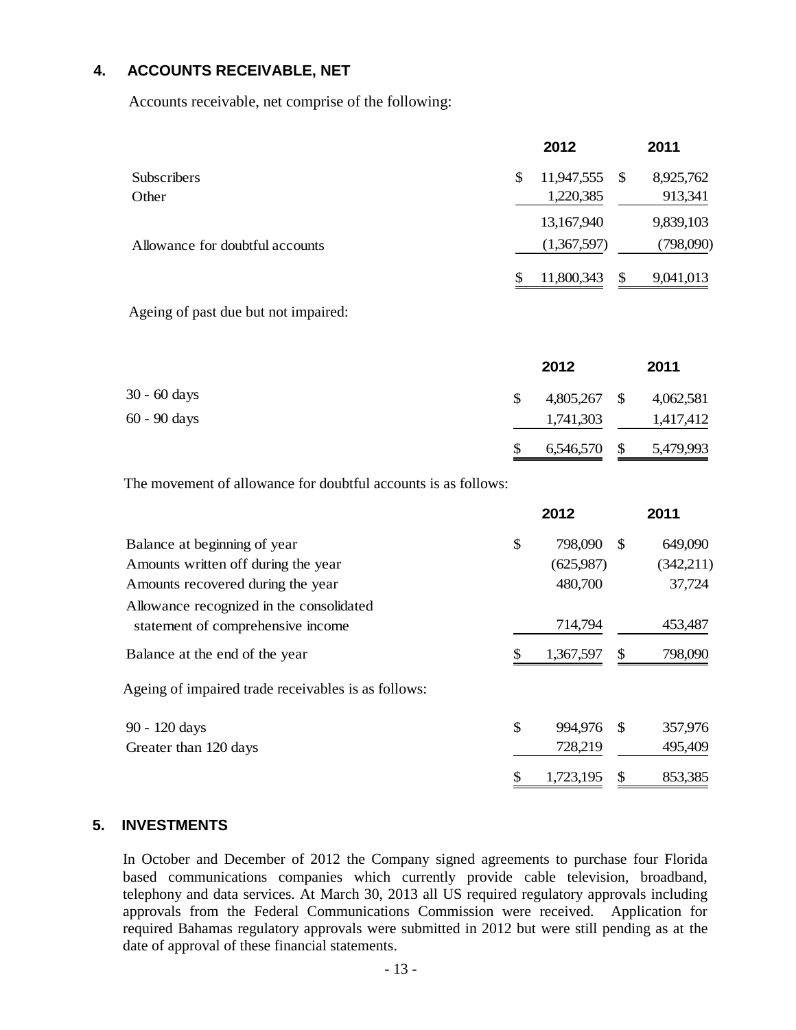## 4. ACCOUNTS RECEIVABLE, NET

Accounts receivable, net comprise of the following:

| | 2012 | 2011 |
|---|---|---|
| Subscribers | $ 11,947,555 | $ 8,925,762 |
| Other | 1,220,385 | 913,341 |
| | 13,167,940 | 9,839,103 |
| Allowance for doubtful accounts | (1,367,597) | (798,090) |
| | $ 11,800,343 | $ 9,041,013 |

Ageing of past due but not impaired:

| | 2012 | 2011 |
|---|---|---|
| 30 - 60 days | $ 4,805,267 | $ 4,062,581 |
| 60 - 90 days | 1,741,303 | 1,417,412 |
| | $ 6,546,570 | $ 5,479,993 |

The movement of allowance for doubtful accounts is as follows:

| | 2012 | 2011 |
|---|---|---|
| Balance at beginning of year | $ 798,090 | $ 649,090 |
| Amounts written off during the year | (625,987) | (342,211) |
| Amounts recovered during the year | 480,700 | 37,724 |
| Allowance recognized in the consolidated statement of comprehensive income | 714,794 | 453,487 |
| Balance at the end of the year | $ 1,367,597 | $ 798,090 |

Ageing of impaired trade receivables is as follows:

| | 2012 | 2011 |
|---|---|---|
| 90 - 120 days | $ 994,976 | $ 357,976 |
| Greater than 120 days | 728,219 | 495,409 |
| | $ 1,723,195 | $ 853,385 |

## 5. INVESTMENTS

In October and December of 2012 the Company signed agreements to purchase four Florida based communications companies which currently provide cable television, broadband, telephony and data services. At March 30, 2013 all US required regulatory approvals including approvals from the Federal Communications Commission were received. Application for required Bahamas regulatory approvals were submitted in 2012 but were still pending as at the date of approval of these financial statements.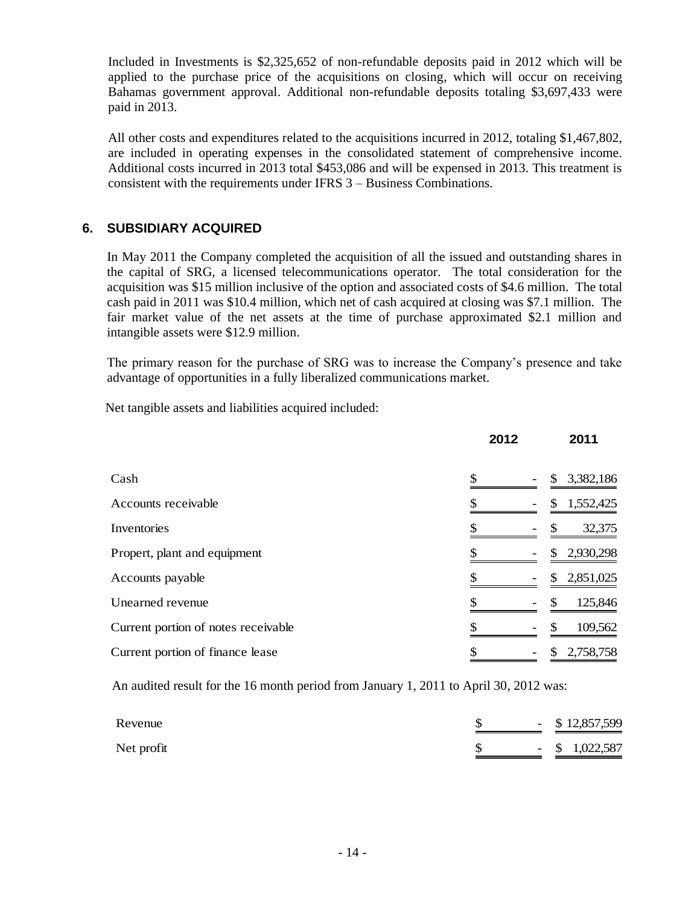Included in Investments is $2,325,652 of non-refundable deposits paid in 2012 which will be applied to the purchase price of the acquisitions on closing, which will occur on receiving Bahamas government approval. Additional non-refundable deposits totaling $3,697,433 were paid in 2013.

All other costs and expenditures related to the acquisitions incurred in 2012, totaling $1,467,802, are included in operating expenses in the consolidated statement of comprehensive income. Additional costs incurred in 2013 total $453,086 and will be expensed in 2013. This treatment is consistent with the requirements under IFRS 3 – Business Combinations.

## 6. SUBSIDIARY ACQUIRED

In May 2011 the Company completed the acquisition of all the issued and outstanding shares in the capital of SRG, a licensed telecommunications operator. The total consideration for the acquisition was $15 million inclusive of the option and associated costs of $4.6 million. The total cash paid in 2011 was $10.4 million, which net of cash acquired at closing was $7.1 million. The fair market value of the net assets at the time of purchase approximated $2.1 million and intangible assets were $12.9 million.

The primary reason for the purchase of SRG was to increase the Company's presence and take advantage of opportunities in a fully liberalized communications market.

Net tangible assets and liabilities acquired included:

| | 2012 | 2011 |
|---|---|---|
| Cash | $ - | $ 3,382,186 |
| Accounts receivable | $ - | $ 1,552,425 |
| Inventories | $ - | $ 32,375 |
| Propert, plant and equipment | $ - | $ 2,930,298 |
| Accounts payable | $ - | $ 2,851,025 |
| Unearned revenue | $ - | $ 125,846 |
| Current portion of notes receivable | $ - | $ 109,562 |
| Current portion of finance lease | $ - | $ 2,758,758 |

An audited result for the 16 month period from January 1, 2011 to April 30, 2012 was:

| | | |
|---|---|---|
| Revenue | $ - | $ 12,857,599 |
| Net profit | $ - | $ 1,022,587 |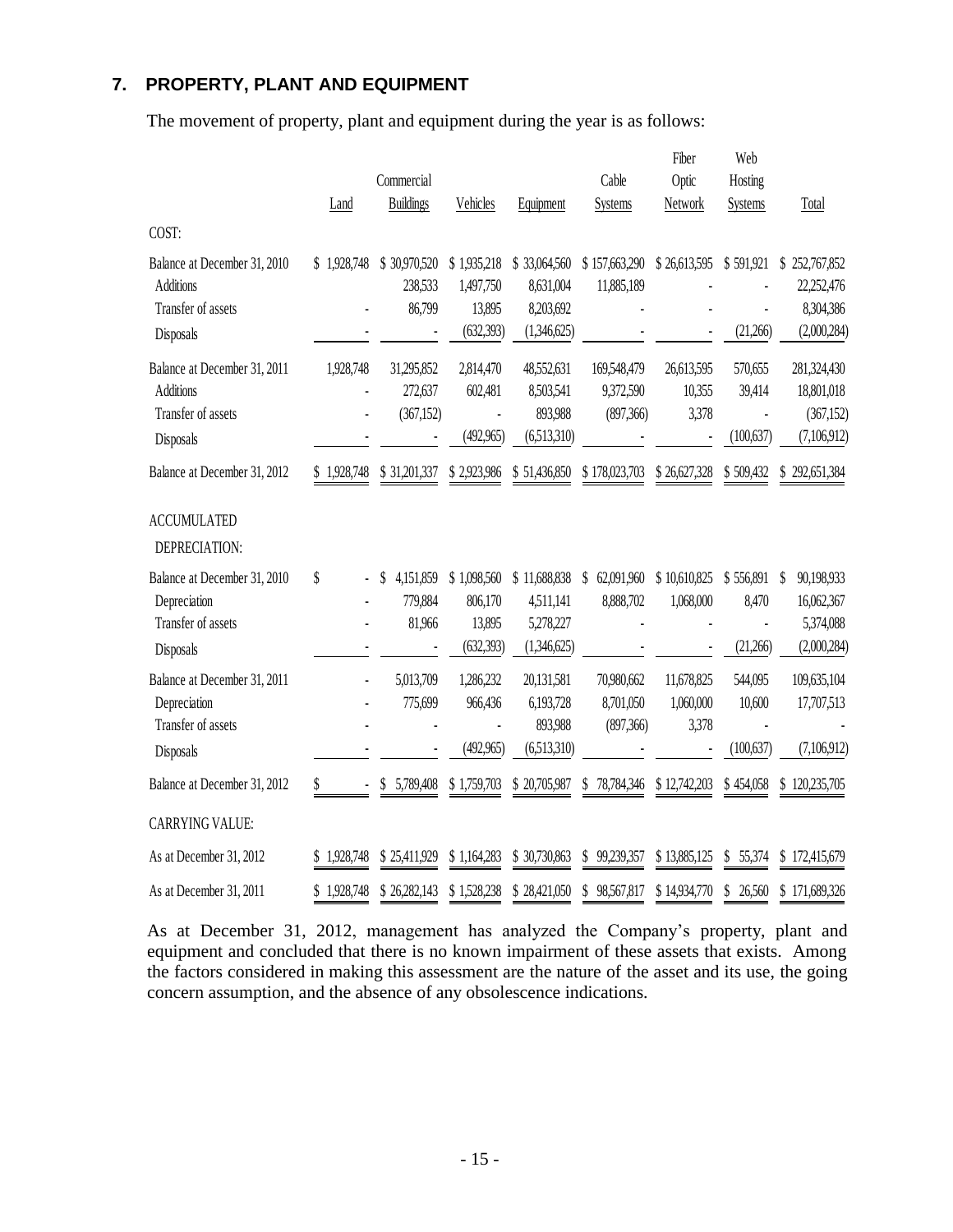## 7. PROPERTY, PLANT AND EQUIPMENT

The movement of property, plant and equipment during the year is as follows:

| | Land | Commercial Buildings | Vehicles | Equipment | Cable Systems | Fiber Optic Network | Web Hosting Systems | Total |
|---|---|---|---|---|---|---|---|---|
| COST: | | | | | | | | |
| Balance at December 31, 2010 | $ 1,928,748 | $ 30,970,520 | $ 1,935,218 | $ 33,064,560 | $ 157,663,290 | $ 26,613,595 | $ 591,921 | $ 252,767,852 |
| Additions | | 238,533 | 1,497,750 | 8,631,004 | 11,885,189 | - | - | 22,252,476 |
| Transfer of assets | - | 86,799 | 13,895 | 8,203,692 | - | - | - | 8,304,386 |
| Disposals | - | - | (632,393) | (1,346,625) | - | - | (21,266) | (2,000,284) |
| Balance at December 31, 2011 | 1,928,748 | 31,295,852 | 2,814,470 | 48,552,631 | 169,548,479 | 26,613,595 | 570,655 | 281,324,430 |
| Additions | - | 272,637 | 602,481 | 8,503,541 | 9,372,590 | 10,355 | 39,414 | 18,801,018 |
| Transfer of assets | - | (367,152) | - | 893,988 | (897,366) | 3,378 | - | (367,152) |
| Disposals | - | - | (492,965) | (6,513,310) | - | - | (100,637) | (7,106,912) |
| Balance at December 31, 2012 | $ 1,928,748 | $ 31,201,337 | $ 2,923,986 | $ 51,436,850 | $ 178,023,703 | $ 26,627,328 | $ 509,432 | $ 292,651,384 |
| ACCUMULATED DEPRECIATION: | | | | | | | | |
| Balance at December 31, 2010 | $ - | $ 4,151,859 | $ 1,098,560 | $ 11,688,838 | $ 62,091,960 | $ 10,610,825 | $ 556,891 | $ 90,198,933 |
| Depreciation | - | 779,884 | 806,170 | 4,511,141 | 8,888,702 | 1,068,000 | 8,470 | 16,062,367 |
| Transfer of assets | - | 81,966 | 13,895 | 5,278,227 | - | - | - | 5,374,088 |
| Disposals | - | - | (632,393) | (1,346,625) | - | - | (21,266) | (2,000,284) |
| Balance at December 31, 2011 | - | 5,013,709 | 1,286,232 | 20,131,581 | 70,980,662 | 11,678,825 | 544,095 | 109,635,104 |
| Depreciation | - | 775,699 | 966,436 | 6,193,728 | 8,701,050 | 1,060,000 | 10,600 | 17,707,513 |
| Transfer of assets | - | - | - | 893,988 | (897,366) | 3,378 | - | - |
| Disposals | - | - | (492,965) | (6,513,310) | - | - | (100,637) | (7,106,912) |
| Balance at December 31, 2012 | $ - | $ 5,789,408 | $ 1,759,703 | $ 20,705,987 | $ 78,784,346 | $ 12,742,203 | $ 454,058 | $ 120,235,705 |
| CARRYING VALUE: | | | | | | | | |
| As at December 31, 2012 | $ 1,928,748 | $ 25,411,929 | $ 1,164,283 | $ 30,730,863 | $ 99,239,357 | $ 13,885,125 | $ 55,374 | $ 172,415,679 |
| As at December 31, 2011 | $ 1,928,748 | $ 26,282,143 | $ 1,528,238 | $ 28,421,050 | $ 98,567,817 | $ 14,934,770 | $ 26,560 | $ 171,689,326 |

As at December 31, 2012, management has analyzed the Company's property, plant and equipment and concluded that there is no known impairment of these assets that exists. Among the factors considered in making this assessment are the nature of the asset and its use, the going concern assumption, and the absence of any obsolescence indications.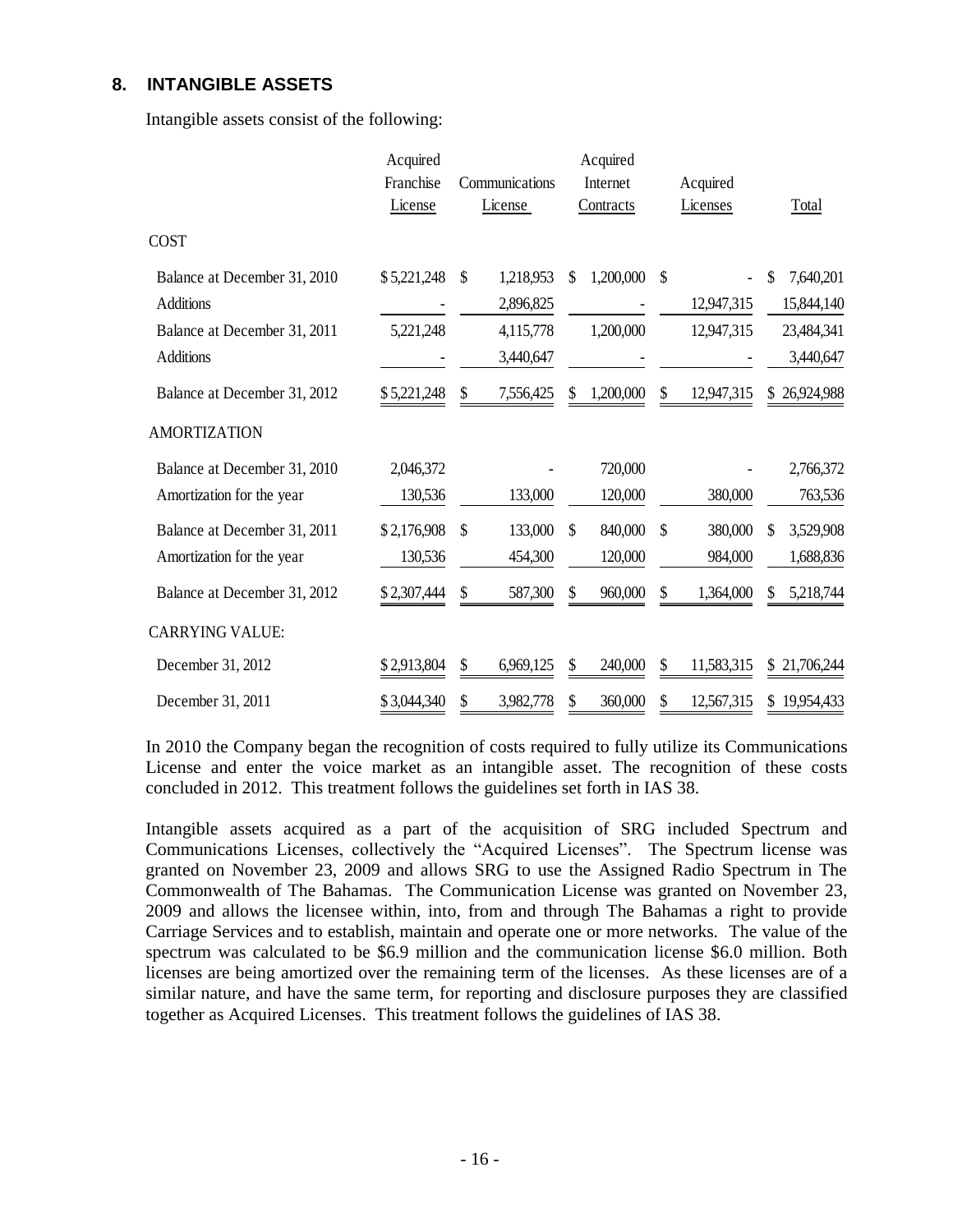## 8. INTANGIBLE ASSETS

Intangible assets consist of the following:

| | Acquired Franchise License | Communications License | Acquired Internet Contracts | Acquired Licenses | Total |
|---|---|---|---|---|---|
| COST | | | | | |
| Balance at December 31, 2010 | $ 5,221,248 | $ 1,218,953 | $ 1,200,000 | $ - | $ 7,640,201 |
| Additions | - | 2,896,825 | - | 12,947,315 | 15,844,140 |
| Balance at December 31, 2011 | 5,221,248 | 4,115,778 | 1,200,000 | 12,947,315 | 23,484,341 |
| Additions | - | 3,440,647 | - | - | 3,440,647 |
| Balance at December 31, 2012 | $ 5,221,248 | $ 7,556,425 | $ 1,200,000 | $ 12,947,315 | $ 26,924,988 |
| AMORTIZATION | | | | | |
| Balance at December 31, 2010 | 2,046,372 | - | 720,000 | - | 2,766,372 |
| Amortization for the year | 130,536 | 133,000 | 120,000 | 380,000 | 763,536 |
| Balance at December 31, 2011 | $ 2,176,908 | $ 133,000 | $ 840,000 | $ 380,000 | $ 3,529,908 |
| Amortization for the year | 130,536 | 454,300 | 120,000 | 984,000 | 1,688,836 |
| Balance at December 31, 2012 | $ 2,307,444 | $ 587,300 | $ 960,000 | $ 1,364,000 | $ 5,218,744 |
| CARRYING VALUE: | | | | | |
| December 31, 2012 | $ 2,913,804 | $ 6,969,125 | $ 240,000 | $ 11,583,315 | $ 21,706,244 |
| December 31, 2011 | $ 3,044,340 | $ 3,982,778 | $ 360,000 | $ 12,567,315 | $ 19,954,433 |

In 2010 the Company began the recognition of costs required to fully utilize its Communications License and enter the voice market as an intangible asset. The recognition of these costs concluded in 2012. This treatment follows the guidelines set forth in IAS 38.

Intangible assets acquired as a part of the acquisition of SRG included Spectrum and Communications Licenses, collectively the "Acquired Licenses". The Spectrum license was granted on November 23, 2009 and allows SRG to use the Assigned Radio Spectrum in The Commonwealth of The Bahamas. The Communication License was granted on November 23, 2009 and allows the licensee within, into, from and through The Bahamas a right to provide Carriage Services and to establish, maintain and operate one or more networks. The value of the spectrum was calculated to be \$6.9 million and the communication license \$6.0 million. Both licenses are being amortized over the remaining term of the licenses. As these licenses are of a similar nature, and have the same term, for reporting and disclosure purposes they are classified together as Acquired Licenses. This treatment follows the guidelines of IAS 38.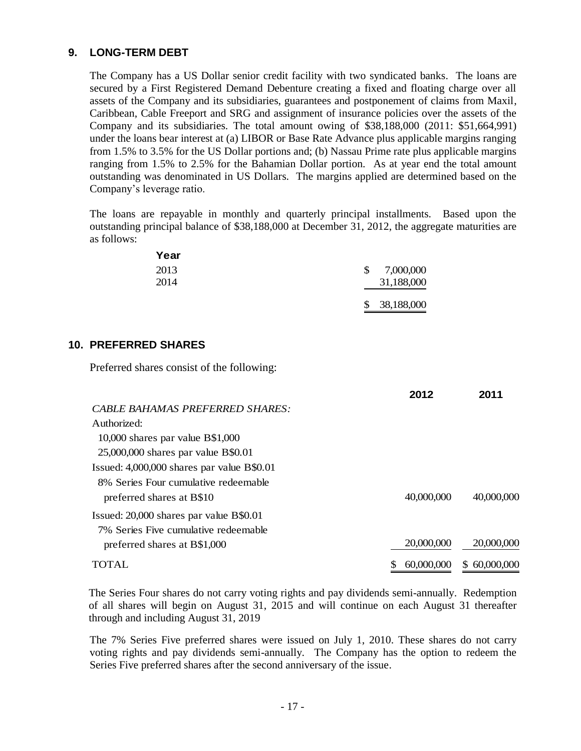## 9. LONG-TERM DEBT

The Company has a US Dollar senior credit facility with two syndicated banks. The loans are secured by a First Registered Demand Debenture creating a fixed and floating charge over all assets of the Company and its subsidiaries, guarantees and postponement of claims from Maxil, Caribbean, Cable Freeport and SRG and assignment of insurance policies over the assets of the Company and its subsidiaries. The total amount owing of $38,188,000 (2011: $51,664,991) under the loans bear interest at (a) LIBOR or Base Rate Advance plus applicable margins ranging from 1.5% to 3.5% for the US Dollar portions and; (b) Nassau Prime rate plus applicable margins ranging from 1.5% to 2.5% for the Bahamian Dollar portion. As at year end the total amount outstanding was denominated in US Dollars. The margins applied are determined based on the Company's leverage ratio.

The loans are repayable in monthly and quarterly principal installments. Based upon the outstanding principal balance of $38,188,000 at December 31, 2012, the aggregate maturities are as follows:

| Year | |
|---|---|
| 2013 | $ 7,000,000 |
| 2014 | 31,188,000 |
| | $ 38,188,000 |

## 10. PREFERRED SHARES

Preferred shares consist of the following:

| | 2012 | 2011 |
|---|---|---|
| *CABLE BAHAMAS PREFERRED SHARES:* | | |
| Authorized: | | |
| 10,000 shares par value B$1,000 | | |
| 25,000,000 shares par value B$0.01 | | |
| Issued: 4,000,000 shares par value B$0.01 | | |
| 8% Series Four cumulative redeemable preferred shares at B$10 | 40,000,000 | 40,000,000 |
| Issued: 20,000 shares par value B$0.01 | | |
| 7% Series Five cumulative redeemable preferred shares at B$1,000 | 20,000,000 | 20,000,000 |
| TOTAL | $ 60,000,000 | $ 60,000,000 |

The Series Four shares do not carry voting rights and pay dividends semi-annually. Redemption of all shares will begin on August 31, 2015 and will continue on each August 31 thereafter through and including August 31, 2019

The 7% Series Five preferred shares were issued on July 1, 2010. These shares do not carry voting rights and pay dividends semi-annually. The Company has the option to redeem the Series Five preferred shares after the second anniversary of the issue.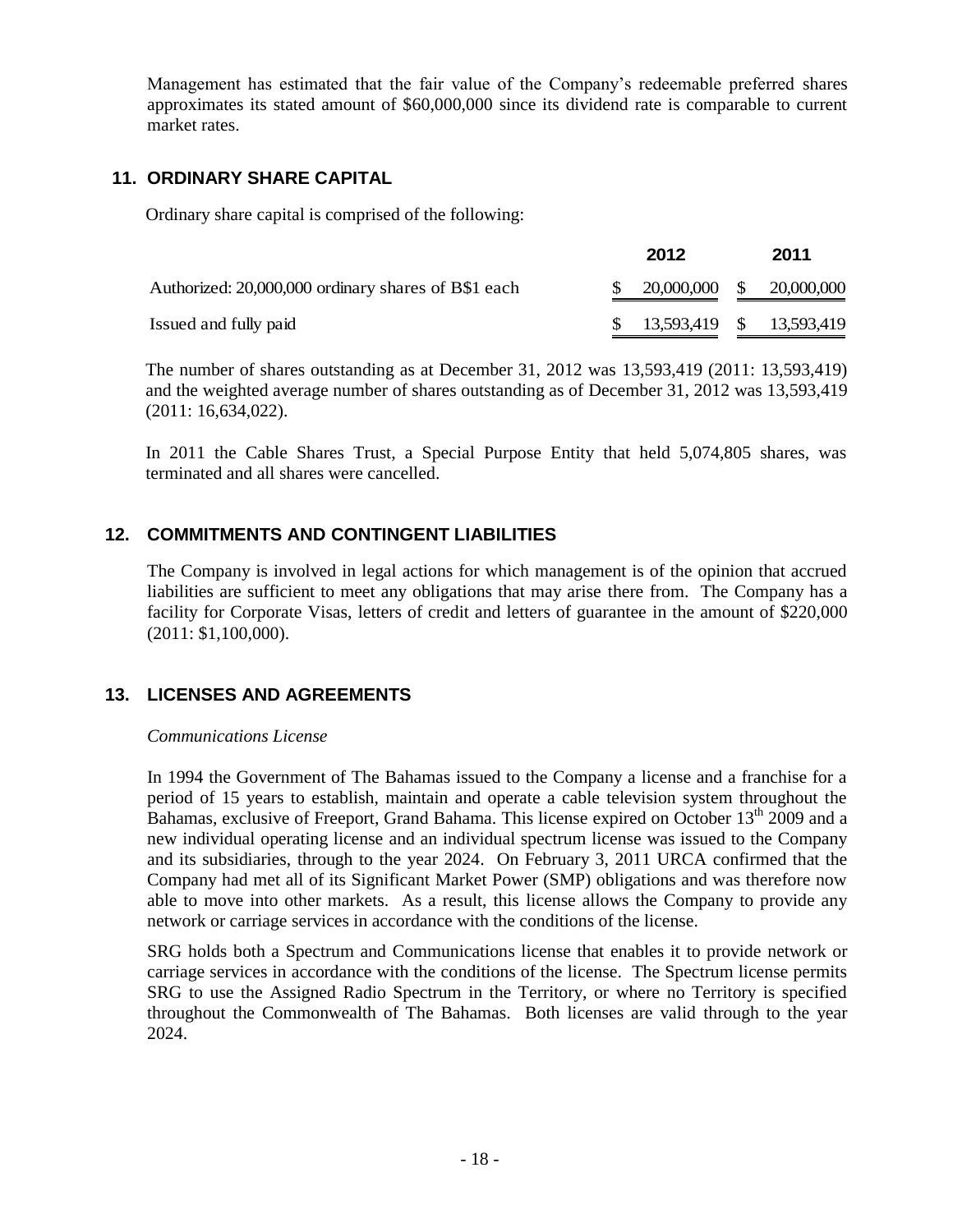Management has estimated that the fair value of the Company's redeemable preferred shares approximates its stated amount of $60,000,000 since its dividend rate is comparable to current market rates.

## 11. ORDINARY SHARE CAPITAL

Ordinary share capital is comprised of the following:

| | 2012 | 2011 |
|---|---|---|
| Authorized: 20,000,000 ordinary shares of B$1 each | $ 20,000,000 | $ 20,000,000 |
| Issued and fully paid | $ 13,593,419 | $ 13,593,419 |

The number of shares outstanding as at December 31, 2012 was 13,593,419 (2011: 13,593,419) and the weighted average number of shares outstanding as of December 31, 2012 was 13,593,419 (2011: 16,634,022).

In 2011 the Cable Shares Trust, a Special Purpose Entity that held 5,074,805 shares, was terminated and all shares were cancelled.

## 12. COMMITMENTS AND CONTINGENT LIABILITIES

The Company is involved in legal actions for which management is of the opinion that accrued liabilities are sufficient to meet any obligations that may arise there from. The Company has a facility for Corporate Visas, letters of credit and letters of guarantee in the amount of $220,000 (2011: $1,100,000).

## 13. LICENSES AND AGREEMENTS

*Communications License*

In 1994 the Government of The Bahamas issued to the Company a license and a franchise for a period of 15 years to establish, maintain and operate a cable television system throughout the Bahamas, exclusive of Freeport, Grand Bahama. This license expired on October 13th 2009 and a new individual operating license and an individual spectrum license was issued to the Company and its subsidiaries, through to the year 2024. On February 3, 2011 URCA confirmed that the Company had met all of its Significant Market Power (SMP) obligations and was therefore now able to move into other markets. As a result, this license allows the Company to provide any network or carriage services in accordance with the conditions of the license.

SRG holds both a Spectrum and Communications license that enables it to provide network or carriage services in accordance with the conditions of the license. The Spectrum license permits SRG to use the Assigned Radio Spectrum in the Territory, or where no Territory is specified throughout the Commonwealth of The Bahamas. Both licenses are valid through to the year 2024.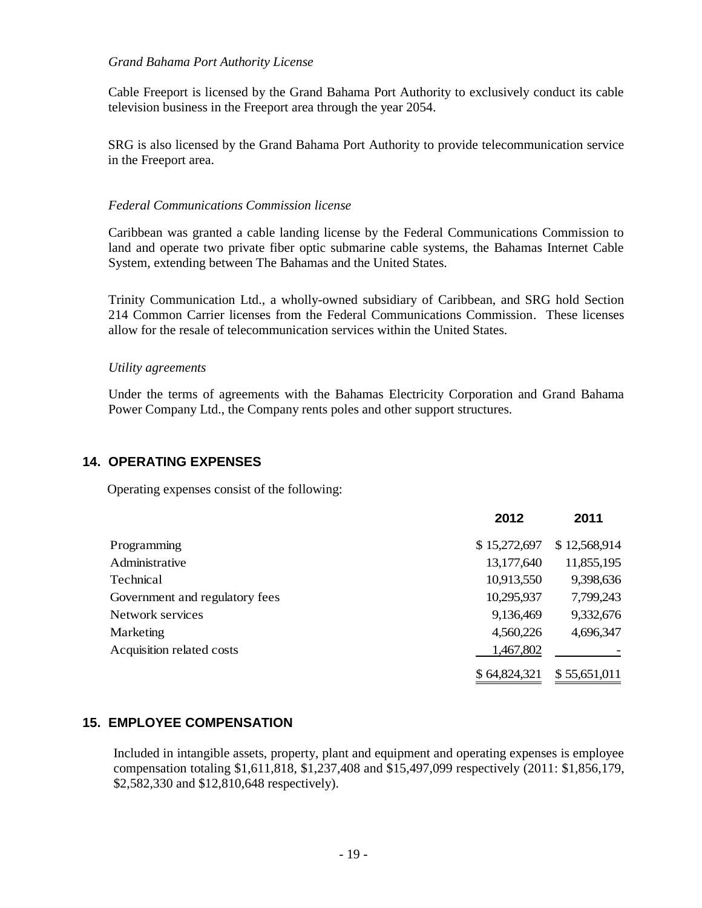*Grand Bahama Port Authority License*

Cable Freeport is licensed by the Grand Bahama Port Authority to exclusively conduct its cable television business in the Freeport area through the year 2054.

SRG is also licensed by the Grand Bahama Port Authority to provide telecommunication service in the Freeport area.

*Federal Communications Commission license*

Caribbean was granted a cable landing license by the Federal Communications Commission to land and operate two private fiber optic submarine cable systems, the Bahamas Internet Cable System, extending between The Bahamas and the United States.

Trinity Communication Ltd., a wholly-owned subsidiary of Caribbean, and SRG hold Section 214 Common Carrier licenses from the Federal Communications Commission. These licenses allow for the resale of telecommunication services within the United States.

*Utility agreements*

Under the terms of agreements with the Bahamas Electricity Corporation and Grand Bahama Power Company Ltd., the Company rents poles and other support structures.

## 14. OPERATING EXPENSES

Operating expenses consist of the following:

| | 2012 | 2011 |
|---|---|---|
| Programming | $ 15,272,697 | $ 12,568,914 |
| Administrative | 13,177,640 | 11,855,195 |
| Technical | 10,913,550 | 9,398,636 |
| Government and regulatory fees | 10,295,937 | 7,799,243 |
| Network services | 9,136,469 | 9,332,676 |
| Marketing | 4,560,226 | 4,696,347 |
| Acquisition related costs | 1,467,802 | - |
| | $ 64,824,321 | $ 55,651,011 |

## 15. EMPLOYEE COMPENSATION

Included in intangible assets, property, plant and equipment and operating expenses is employee compensation totaling $1,611,818, $1,237,408 and $15,497,099 respectively (2011: $1,856,179, $2,582,330 and $12,810,648 respectively).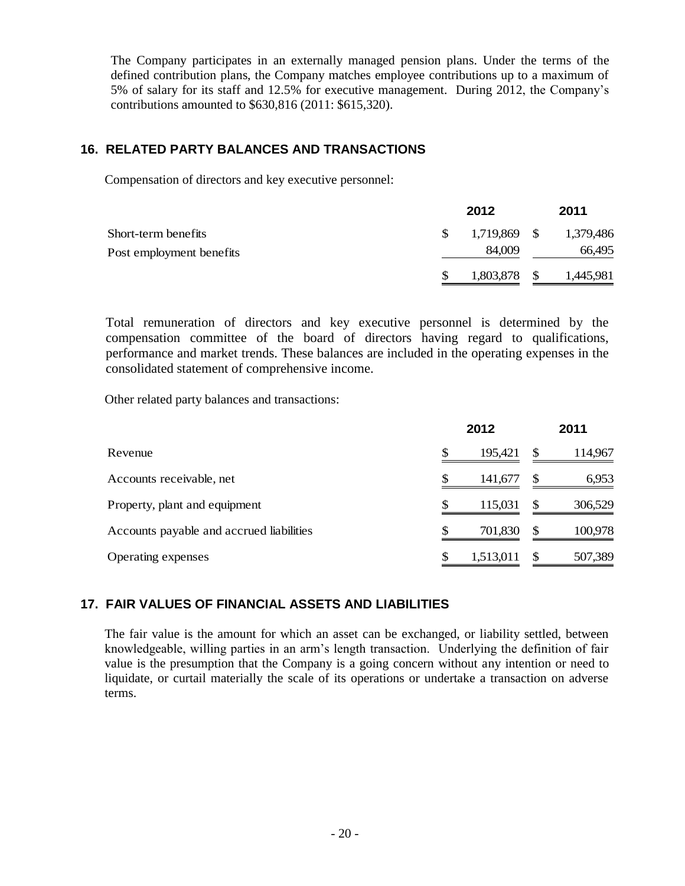The Company participates in an externally managed pension plans. Under the terms of the defined contribution plans, the Company matches employee contributions up to a maximum of 5% of salary for its staff and 12.5% for executive management. During 2012, the Company's contributions amounted to $630,816 (2011: $615,320).

## 16. RELATED PARTY BALANCES AND TRANSACTIONS

Compensation of directors and key executive personnel:

| | 2012 | 2011 |
|---|---|---|
| Short-term benefits | $ 1,719,869 | $ 1,379,486 |
| Post employment benefits | 84,009 | 66,495 |
| | $ 1,803,878 | $ 1,445,981 |

Total remuneration of directors and key executive personnel is determined by the compensation committee of the board of directors having regard to qualifications, performance and market trends. These balances are included in the operating expenses in the consolidated statement of comprehensive income.

Other related party balances and transactions:

| | 2012 | 2011 |
|---|---|---|
| Revenue | $ 195,421 | $ 114,967 |
| Accounts receivable, net | $ 141,677 | $ 6,953 |
| Property, plant and equipment | $ 115,031 | $ 306,529 |
| Accounts payable and accrued liabilities | $ 701,830 | $ 100,978 |
| Operating expenses | $ 1,513,011 | $ 507,389 |

## 17. FAIR VALUES OF FINANCIAL ASSETS AND LIABILITIES

The fair value is the amount for which an asset can be exchanged, or liability settled, between knowledgeable, willing parties in an arm's length transaction. Underlying the definition of fair value is the presumption that the Company is a going concern without any intention or need to liquidate, or curtail materially the scale of its operations or undertake a transaction on adverse terms.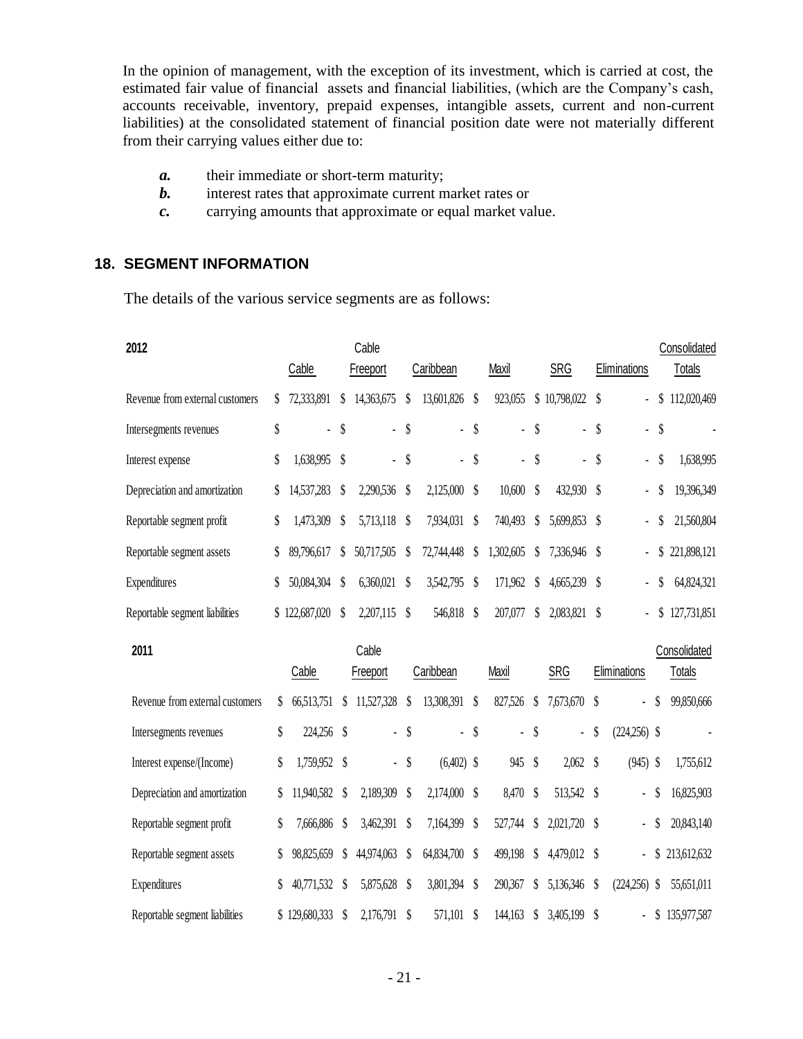In the opinion of management, with the exception of its investment, which is carried at cost, the estimated fair value of financial assets and financial liabilities, (which are the Company's cash, accounts receivable, inventory, prepaid expenses, intangible assets, current and non-current liabilities) at the consolidated statement of financial position date were not materially different from their carrying values either due to:

- ***a.*** their immediate or short-term maturity;
- ***b.*** interest rates that approximate current market rates or
- ***c.*** carrying amounts that approximate or equal market value.

## 18. SEGMENT INFORMATION

The details of the various service segments are as follows:

| 2012 | Cable | Cable Freeport | Caribbean | Maxil | SRG | Eliminations | Consolidated Totals |
|---|---|---|---|---|---|---|---|
| Revenue from external customers | $ 72,333,891 | $ 14,363,675 | $ 13,601,826 | $ 923,055 | $ 10,798,022 | $ - | $ 112,020,469 |
| Intersegments revenues | $ - | $ - | $ - | $ - | $ - | $ - | $ - |
| Interest expense | $ 1,638,995 | $ - | $ - | $ - | $ - | $ - | $ 1,638,995 |
| Depreciation and amortization | $ 14,537,283 | $ 2,290,536 | $ 2,125,000 | $ 10,600 | $ 432,930 | $ - | $ 19,396,349 |
| Reportable segment profit | $ 1,473,309 | $ 5,713,118 | $ 7,934,031 | $ 740,493 | $ 5,699,853 | $ - | $ 21,560,804 |
| Reportable segment assets | $ 89,796,617 | $ 50,717,505 | $ 72,744,448 | $ 1,302,605 | $ 7,336,946 | $ - | $ 221,898,121 |
| Expenditures | $ 50,084,304 | $ 6,360,021 | $ 3,542,795 | $ 171,962 | $ 4,665,239 | $ - | $ 64,824,321 |
| Reportable segment liabilities | $ 122,687,020 | $ 2,207,115 | $ 546,818 | $ 207,077 | $ 2,083,821 | $ - | $ 127,731,851 |

| 2011 | Cable | Cable Freeport | Caribbean | Maxil | SRG | Eliminations | Consolidated Totals |
|---|---|---|---|---|---|---|---|
| Revenue from external customers | $ 66,513,751 | $ 11,527,328 | $ 13,308,391 | $ 827,526 | $ 7,673,670 | $ - | $ 99,850,666 |
| Intersegments revenues | $ 224,256 | $ - | $ - | $ - | $ - | $ (224,256) | $ - |
| Interest expense/(Income) | $ 1,759,952 | $ - | $ (6,402) | $ 945 | $ 2,062 | $ (945) | $ 1,755,612 |
| Depreciation and amortization | $ 11,940,582 | $ 2,189,309 | $ 2,174,000 | $ 8,470 | $ 513,542 | $ - | $ 16,825,903 |
| Reportable segment profit | $ 7,666,886 | $ 3,462,391 | $ 7,164,399 | $ 527,744 | $ 2,021,720 | $ - | $ 20,843,140 |
| Reportable segment assets | $ 98,825,659 | $ 44,974,063 | $ 64,834,700 | $ 499,198 | $ 4,479,012 | $ - | $ 213,612,632 |
| Expenditures | $ 40,771,532 | $ 5,875,628 | $ 3,801,394 | $ 290,367 | $ 5,136,346 | $ (224,256) | $ 55,651,011 |
| Reportable segment liabilities | $ 129,680,333 | $ 2,176,791 | $ 571,101 | $ 144,163 | $ 3,405,199 | $ - | $ 135,977,587 |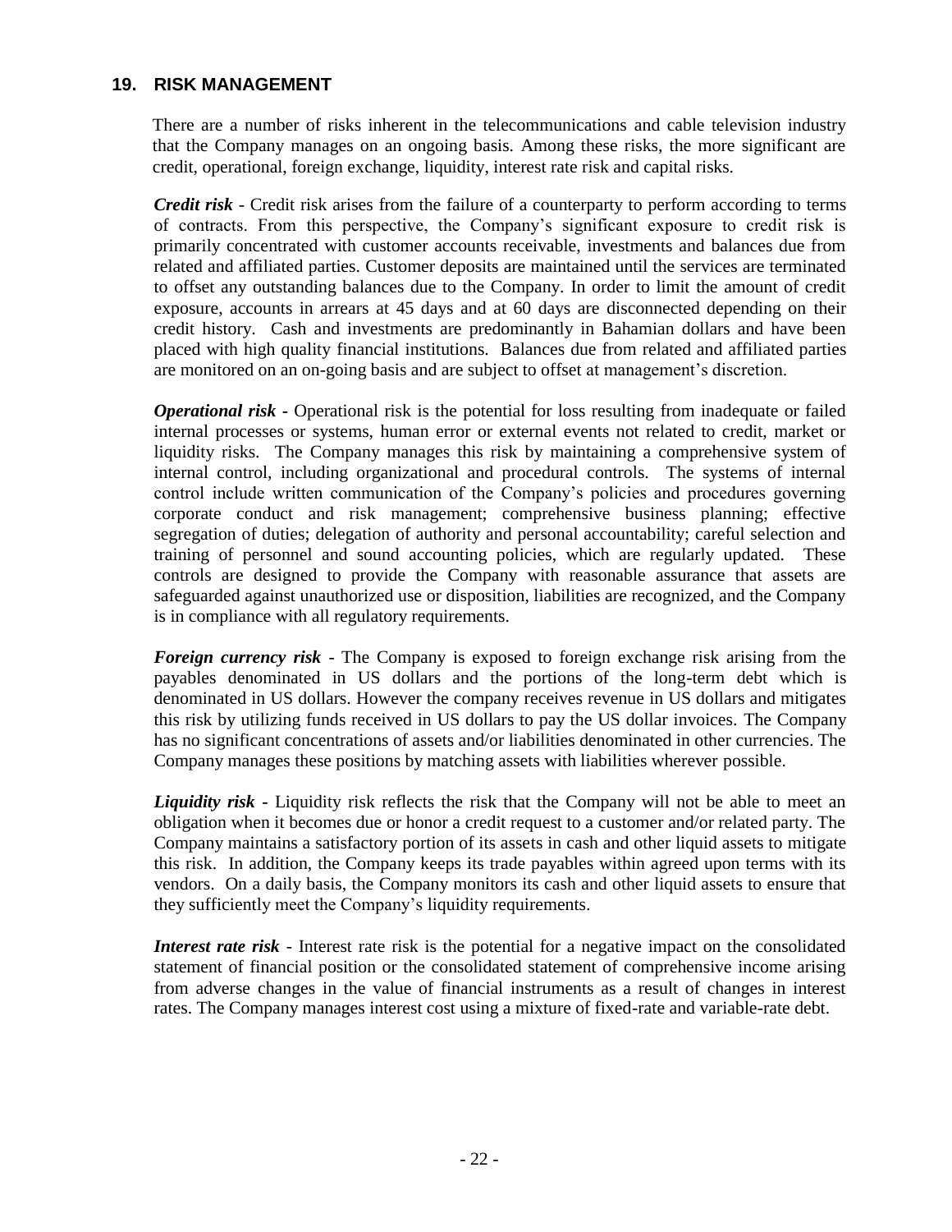## 19. RISK MANAGEMENT

There are a number of risks inherent in the telecommunications and cable television industry that the Company manages on an ongoing basis. Among these risks, the more significant are credit, operational, foreign exchange, liquidity, interest rate risk and capital risks.

***Credit risk*** - Credit risk arises from the failure of a counterparty to perform according to terms of contracts. From this perspective, the Company's significant exposure to credit risk is primarily concentrated with customer accounts receivable, investments and balances due from related and affiliated parties. Customer deposits are maintained until the services are terminated to offset any outstanding balances due to the Company. In order to limit the amount of credit exposure, accounts in arrears at 45 days and at 60 days are disconnected depending on their credit history. Cash and investments are predominantly in Bahamian dollars and have been placed with high quality financial institutions. Balances due from related and affiliated parties are monitored on an on-going basis and are subject to offset at management's discretion.

***Operational risk*** - Operational risk is the potential for loss resulting from inadequate or failed internal processes or systems, human error or external events not related to credit, market or liquidity risks. The Company manages this risk by maintaining a comprehensive system of internal control, including organizational and procedural controls. The systems of internal control include written communication of the Company's policies and procedures governing corporate conduct and risk management; comprehensive business planning; effective segregation of duties; delegation of authority and personal accountability; careful selection and training of personnel and sound accounting policies, which are regularly updated. These controls are designed to provide the Company with reasonable assurance that assets are safeguarded against unauthorized use or disposition, liabilities are recognized, and the Company is in compliance with all regulatory requirements.

***Foreign currency risk*** - The Company is exposed to foreign exchange risk arising from the payables denominated in US dollars and the portions of the long-term debt which is denominated in US dollars. However the company receives revenue in US dollars and mitigates this risk by utilizing funds received in US dollars to pay the US dollar invoices. The Company has no significant concentrations of assets and/or liabilities denominated in other currencies. The Company manages these positions by matching assets with liabilities wherever possible.

***Liquidity risk*** - Liquidity risk reflects the risk that the Company will not be able to meet an obligation when it becomes due or honor a credit request to a customer and/or related party. The Company maintains a satisfactory portion of its assets in cash and other liquid assets to mitigate this risk. In addition, the Company keeps its trade payables within agreed upon terms with its vendors. On a daily basis, the Company monitors its cash and other liquid assets to ensure that they sufficiently meet the Company's liquidity requirements.

***Interest rate risk*** - Interest rate risk is the potential for a negative impact on the consolidated statement of financial position or the consolidated statement of comprehensive income arising from adverse changes in the value of financial instruments as a result of changes in interest rates. The Company manages interest cost using a mixture of fixed-rate and variable-rate debt.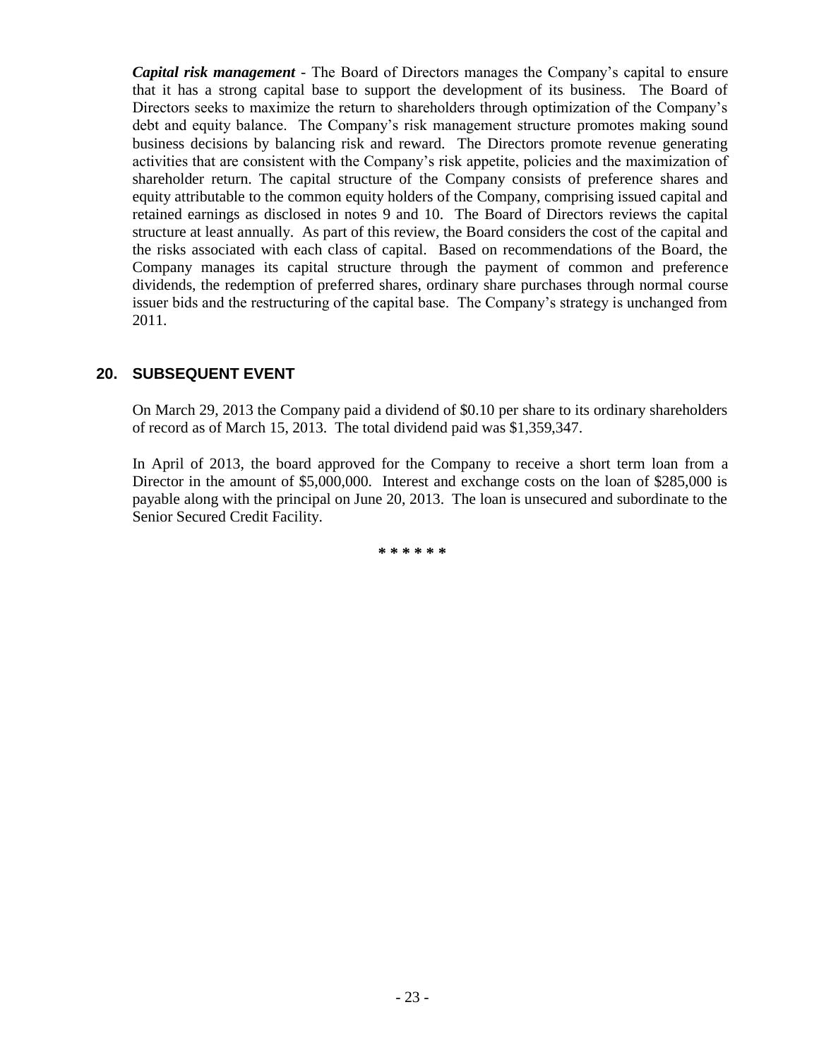***Capital risk management*** - The Board of Directors manages the Company's capital to ensure that it has a strong capital base to support the development of its business. The Board of Directors seeks to maximize the return to shareholders through optimization of the Company's debt and equity balance. The Company's risk management structure promotes making sound business decisions by balancing risk and reward. The Directors promote revenue generating activities that are consistent with the Company's risk appetite, policies and the maximization of shareholder return. The capital structure of the Company consists of preference shares and equity attributable to the common equity holders of the Company, comprising issued capital and retained earnings as disclosed in notes 9 and 10. The Board of Directors reviews the capital structure at least annually. As part of this review, the Board considers the cost of the capital and the risks associated with each class of capital. Based on recommendations of the Board, the Company manages its capital structure through the payment of common and preference dividends, the redemption of preferred shares, ordinary share purchases through normal course issuer bids and the restructuring of the capital base. The Company's strategy is unchanged from 2011.

## 20. SUBSEQUENT EVENT

On March 29, 2013 the Company paid a dividend of $0.10 per share to its ordinary shareholders of record as of March 15, 2013. The total dividend paid was $1,359,347.

In April of 2013, the board approved for the Company to receive a short term loan from a Director in the amount of $5,000,000. Interest and exchange costs on the loan of $285,000 is payable along with the principal on June 20, 2013. The loan is unsecured and subordinate to the Senior Secured Credit Facility.

**\* \* \* \* \* \***